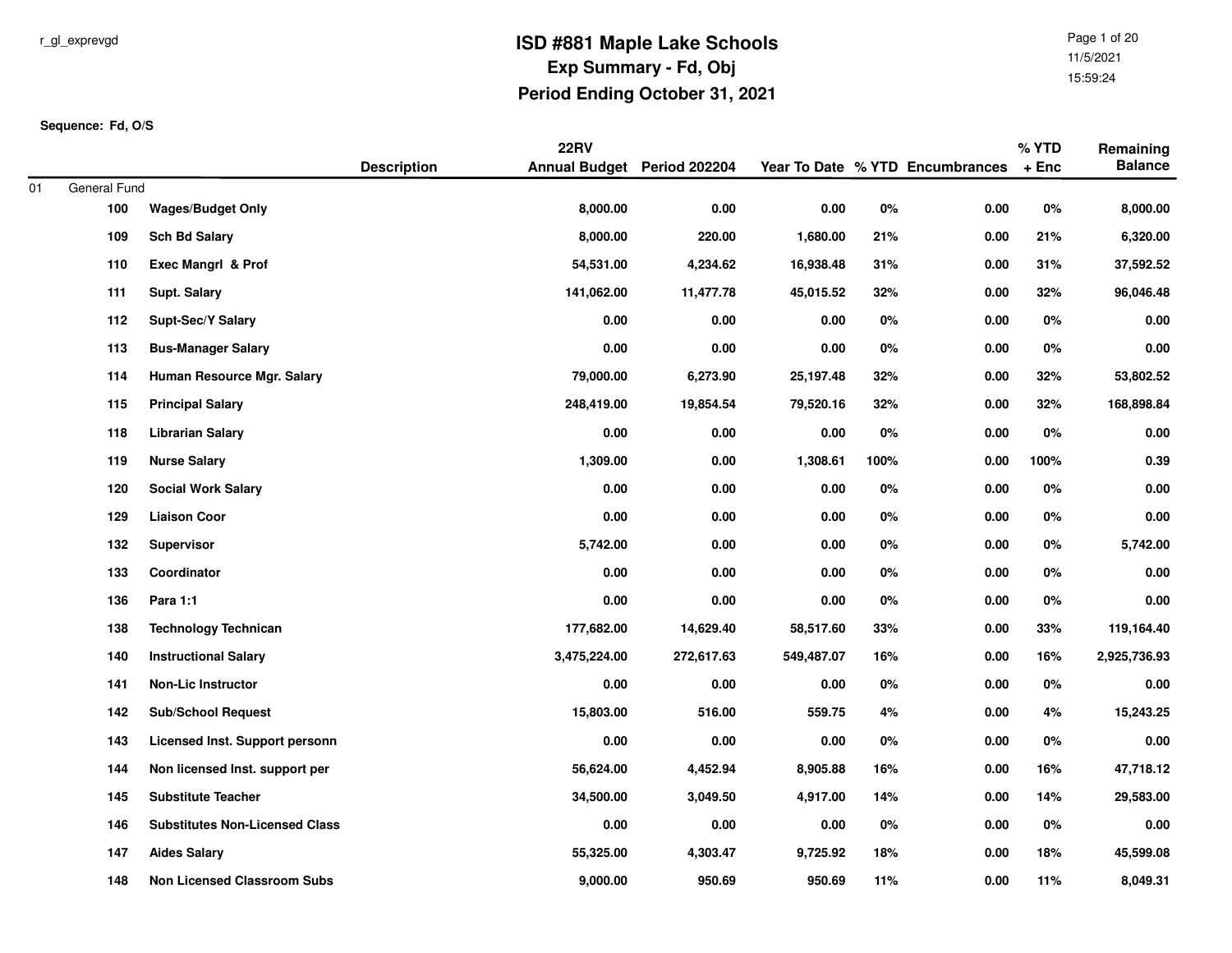r_gl_exprevgd

# ISD #881 Maple Lake Schools

## Exp Summary - Fd, Obj

## Period Ending October 31, 2021

11/5/2021
15:59:24

**Sequence: Fd, O/S**

| | | Description | 22RV Annual Budget | Period 202204 | Year To Date | % YTD | Encumbrances | % YTD + Enc | Remaining Balance |
|---|---|---|---|---|---|---|---|---|---|
| 01 | General Fund | | | | | | | | |
| | 100 | **Wages/Budget Only** | **8,000.00** | **0.00** | **0.00** | **0%** | **0.00** | **0%** | **8,000.00** |
| | 109 | **Sch Bd Salary** | **8,000.00** | **220.00** | **1,680.00** | **21%** | **0.00** | **21%** | **6,320.00** |
| | 110 | **Exec Mangrl & Prof** | **54,531.00** | **4,234.62** | **16,938.48** | **31%** | **0.00** | **31%** | **37,592.52** |
| | 111 | **Supt. Salary** | **141,062.00** | **11,477.78** | **45,015.52** | **32%** | **0.00** | **32%** | **96,046.48** |
| | 112 | **Supt-Sec/Y Salary** | **0.00** | **0.00** | **0.00** | **0%** | **0.00** | **0%** | **0.00** |
| | 113 | **Bus-Manager Salary** | **0.00** | **0.00** | **0.00** | **0%** | **0.00** | **0%** | **0.00** |
| | 114 | **Human Resource Mgr. Salary** | **79,000.00** | **6,273.90** | **25,197.48** | **32%** | **0.00** | **32%** | **53,802.52** |
| | 115 | **Principal Salary** | **248,419.00** | **19,854.54** | **79,520.16** | **32%** | **0.00** | **32%** | **168,898.84** |
| | 118 | **Librarian Salary** | **0.00** | **0.00** | **0.00** | **0%** | **0.00** | **0%** | **0.00** |
| | 119 | **Nurse Salary** | **1,309.00** | **0.00** | **1,308.61** | **100%** | **0.00** | **100%** | **0.39** |
| | 120 | **Social Work Salary** | **0.00** | **0.00** | **0.00** | **0%** | **0.00** | **0%** | **0.00** |
| | 129 | **Liaison Coor** | **0.00** | **0.00** | **0.00** | **0%** | **0.00** | **0%** | **0.00** |
| | 132 | **Supervisor** | **5,742.00** | **0.00** | **0.00** | **0%** | **0.00** | **0%** | **5,742.00** |
| | 133 | **Coordinator** | **0.00** | **0.00** | **0.00** | **0%** | **0.00** | **0%** | **0.00** |
| | 136 | **Para 1:1** | **0.00** | **0.00** | **0.00** | **0%** | **0.00** | **0%** | **0.00** |
| | 138 | **Technology Technican** | **177,682.00** | **14,629.40** | **58,517.60** | **33%** | **0.00** | **33%** | **119,164.40** |
| | 140 | **Instructional Salary** | **3,475,224.00** | **272,617.63** | **549,487.07** | **16%** | **0.00** | **16%** | **2,925,736.93** |
| | 141 | **Non-Lic Instructor** | **0.00** | **0.00** | **0.00** | **0%** | **0.00** | **0%** | **0.00** |
| | 142 | **Sub/School Request** | **15,803.00** | **516.00** | **559.75** | **4%** | **0.00** | **4%** | **15,243.25** |
| | 143 | **Licensed Inst. Support personn** | **0.00** | **0.00** | **0.00** | **0%** | **0.00** | **0%** | **0.00** |
| | 144 | **Non licensed Inst. support per** | **56,624.00** | **4,452.94** | **8,905.88** | **16%** | **0.00** | **16%** | **47,718.12** |
| | 145 | **Substitute Teacher** | **34,500.00** | **3,049.50** | **4,917.00** | **14%** | **0.00** | **14%** | **29,583.00** |
| | 146 | **Substitutes Non-Licensed Class** | **0.00** | **0.00** | **0.00** | **0%** | **0.00** | **0%** | **0.00** |
| | 147 | **Aides Salary** | **55,325.00** | **4,303.47** | **9,725.92** | **18%** | **0.00** | **18%** | **45,599.08** |
| | 148 | **Non Licensed Classroom Subs** | **9,000.00** | **950.69** | **950.69** | **11%** | **0.00** | **11%** | **8,049.31** |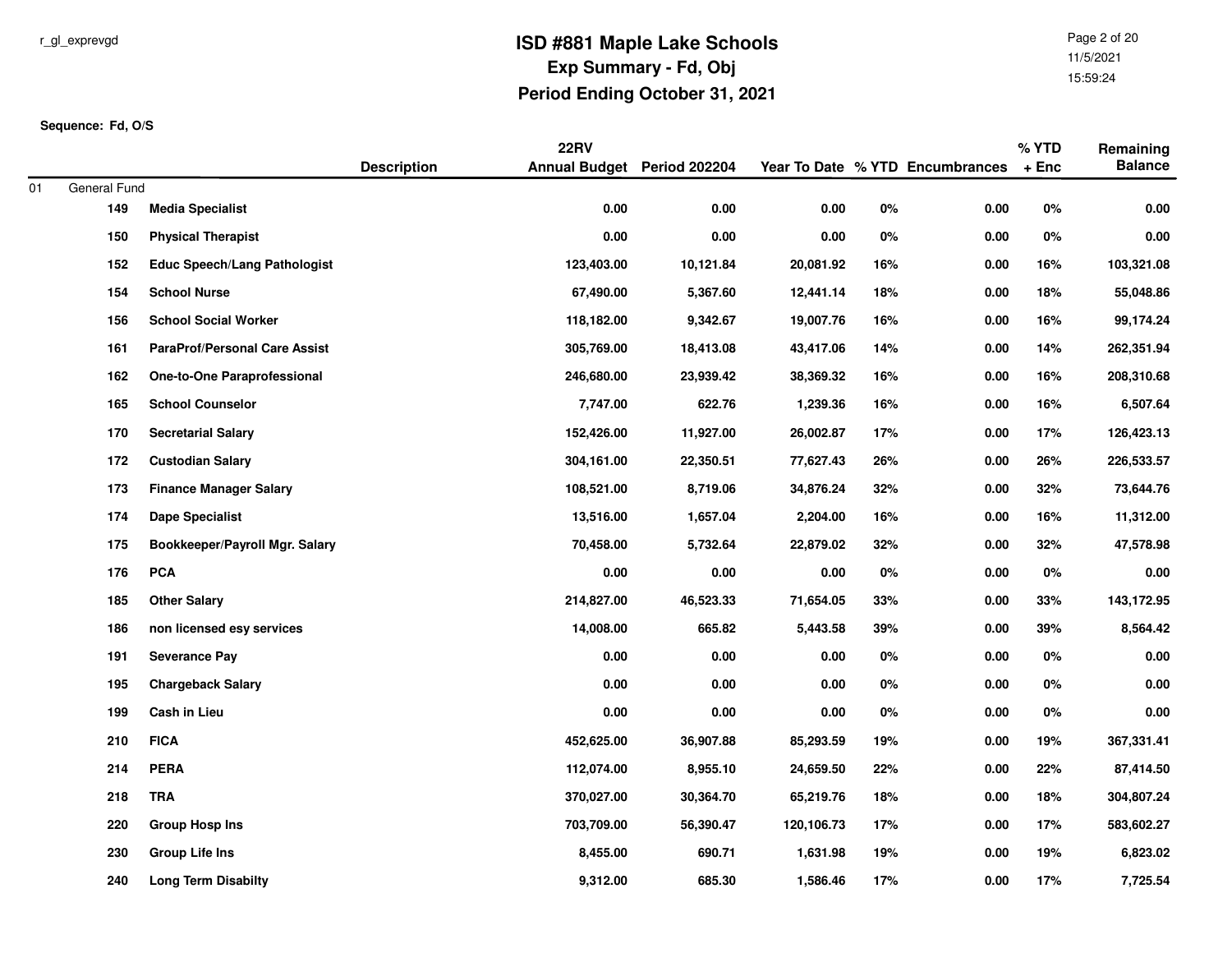# ISD #881 Maple Lake Schools

## Exp Summary - Fd, Obj

## Period Ending October 31, 2021

**Sequence: Fd, O/S**

| | | Description | 22RV Annual Budget | Period 202204 | Year To Date | % YTD | Encumbrances | % YTD + Enc | Remaining Balance |
|---|---|---|---|---|---|---|---|---|---|
| 01 | General Fund | | | | | | | | |
| | 149 | **Media Specialist** | 0.00 | 0.00 | 0.00 | 0% | 0.00 | 0% | 0.00 |
| | 150 | **Physical Therapist** | 0.00 | 0.00 | 0.00 | 0% | 0.00 | 0% | 0.00 |
| | 152 | **Educ Speech/Lang Pathologist** | 123,403.00 | 10,121.84 | 20,081.92 | 16% | 0.00 | 16% | 103,321.08 |
| | 154 | **School Nurse** | 67,490.00 | 5,367.60 | 12,441.14 | 18% | 0.00 | 18% | 55,048.86 |
| | 156 | **School Social Worker** | 118,182.00 | 9,342.67 | 19,007.76 | 16% | 0.00 | 16% | 99,174.24 |
| | 161 | **ParaProf/Personal Care Assist** | 305,769.00 | 18,413.08 | 43,417.06 | 14% | 0.00 | 14% | 262,351.94 |
| | 162 | **One-to-One Paraprofessional** | 246,680.00 | 23,939.42 | 38,369.32 | 16% | 0.00 | 16% | 208,310.68 |
| | 165 | **School Counselor** | 7,747.00 | 622.76 | 1,239.36 | 16% | 0.00 | 16% | 6,507.64 |
| | 170 | **Secretarial Salary** | 152,426.00 | 11,927.00 | 26,002.87 | 17% | 0.00 | 17% | 126,423.13 |
| | 172 | **Custodian Salary** | 304,161.00 | 22,350.51 | 77,627.43 | 26% | 0.00 | 26% | 226,533.57 |
| | 173 | **Finance Manager Salary** | 108,521.00 | 8,719.06 | 34,876.24 | 32% | 0.00 | 32% | 73,644.76 |
| | 174 | **Dape Specialist** | 13,516.00 | 1,657.04 | 2,204.00 | 16% | 0.00 | 16% | 11,312.00 |
| | 175 | **Bookkeeper/Payroll Mgr. Salary** | 70,458.00 | 5,732.64 | 22,879.02 | 32% | 0.00 | 32% | 47,578.98 |
| | 176 | **PCA** | 0.00 | 0.00 | 0.00 | 0% | 0.00 | 0% | 0.00 |
| | 185 | **Other Salary** | 214,827.00 | 46,523.33 | 71,654.05 | 33% | 0.00 | 33% | 143,172.95 |
| | 186 | **non licensed esy services** | 14,008.00 | 665.82 | 5,443.58 | 39% | 0.00 | 39% | 8,564.42 |
| | 191 | **Severance Pay** | 0.00 | 0.00 | 0.00 | 0% | 0.00 | 0% | 0.00 |
| | 195 | **Chargeback Salary** | 0.00 | 0.00 | 0.00 | 0% | 0.00 | 0% | 0.00 |
| | 199 | **Cash in Lieu** | 0.00 | 0.00 | 0.00 | 0% | 0.00 | 0% | 0.00 |
| | 210 | **FICA** | 452,625.00 | 36,907.88 | 85,293.59 | 19% | 0.00 | 19% | 367,331.41 |
| | 214 | **PERA** | 112,074.00 | 8,955.10 | 24,659.50 | 22% | 0.00 | 22% | 87,414.50 |
| | 218 | **TRA** | 370,027.00 | 30,364.70 | 65,219.76 | 18% | 0.00 | 18% | 304,807.24 |
| | 220 | **Group Hosp Ins** | 703,709.00 | 56,390.47 | 120,106.73 | 17% | 0.00 | 17% | 583,602.27 |
| | 230 | **Group Life Ins** | 8,455.00 | 690.71 | 1,631.98 | 19% | 0.00 | 19% | 6,823.02 |
| | 240 | **Long Term Disabilty** | 9,312.00 | 685.30 | 1,586.46 | 17% | 0.00 | 17% | 7,725.54 |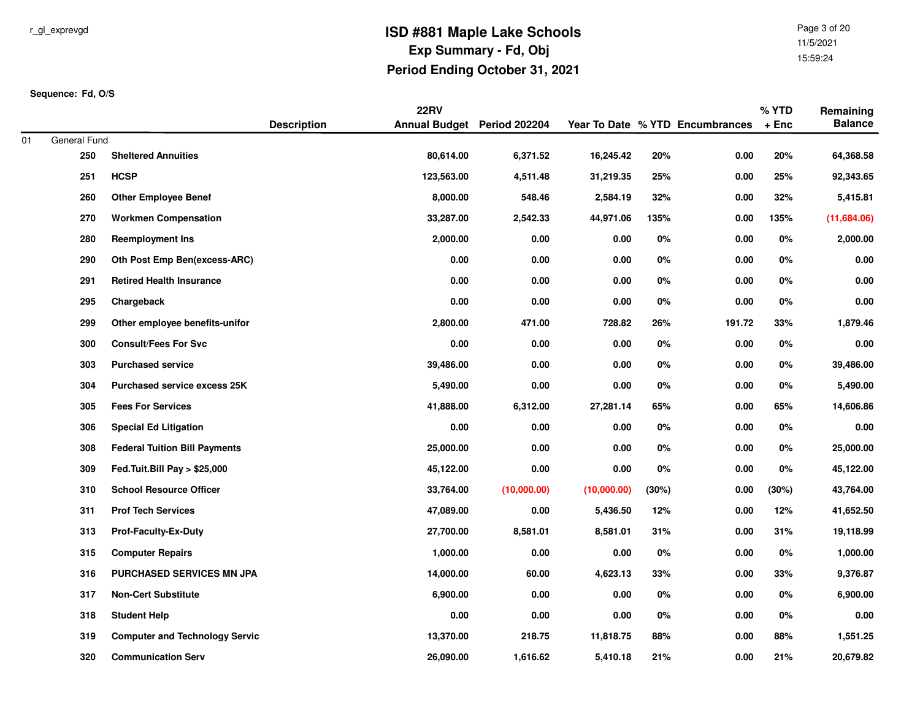# ISD #881 Maple Lake Schools

## Exp Summary - Fd, Obj

## Period Ending October 31, 2021

r_gl_exprevgd

11/5/2021
15:59:24

**Sequence: Fd, O/S**

| | | Description | 22RV Annual Budget | Period 202204 | Year To Date | % YTD | Encumbrances | % YTD + Enc | Remaining Balance |
|---|---|---|---|---|---|---|---|---|---|
| 01 | General Fund | | | | | | | | |
| | 250 | Sheltered Annuities | 80,614.00 | 6,371.52 | 16,245.42 | 20% | 0.00 | 20% | 64,368.58 |
| | 251 | HCSP | 123,563.00 | 4,511.48 | 31,219.35 | 25% | 0.00 | 25% | 92,343.65 |
| | 260 | Other Employee Benef | 8,000.00 | 548.46 | 2,584.19 | 32% | 0.00 | 32% | 5,415.81 |
| | 270 | Workmen Compensation | 33,287.00 | 2,542.33 | 44,971.06 | 135% | 0.00 | 135% | (11,684.06) |
| | 280 | Reemployment Ins | 2,000.00 | 0.00 | 0.00 | 0% | 0.00 | 0% | 2,000.00 |
| | 290 | Oth Post Emp Ben(excess-ARC) | 0.00 | 0.00 | 0.00 | 0% | 0.00 | 0% | 0.00 |
| | 291 | Retired Health Insurance | 0.00 | 0.00 | 0.00 | 0% | 0.00 | 0% | 0.00 |
| | 295 | Chargeback | 0.00 | 0.00 | 0.00 | 0% | 0.00 | 0% | 0.00 |
| | 299 | Other employee benefits-unifor | 2,800.00 | 471.00 | 728.82 | 26% | 191.72 | 33% | 1,879.46 |
| | 300 | Consult/Fees For Svc | 0.00 | 0.00 | 0.00 | 0% | 0.00 | 0% | 0.00 |
| | 303 | Purchased service | 39,486.00 | 0.00 | 0.00 | 0% | 0.00 | 0% | 39,486.00 |
| | 304 | Purchased service excess 25K | 5,490.00 | 0.00 | 0.00 | 0% | 0.00 | 0% | 5,490.00 |
| | 305 | Fees For Services | 41,888.00 | 6,312.00 | 27,281.14 | 65% | 0.00 | 65% | 14,606.86 |
| | 306 | Special Ed Litigation | 0.00 | 0.00 | 0.00 | 0% | 0.00 | 0% | 0.00 |
| | 308 | Federal Tuition Bill Payments | 25,000.00 | 0.00 | 0.00 | 0% | 0.00 | 0% | 25,000.00 |
| | 309 | Fed.Tuit.Bill Pay > $25,000 | 45,122.00 | 0.00 | 0.00 | 0% | 0.00 | 0% | 45,122.00 |
| | 310 | School Resource Officer | 33,764.00 | (10,000.00) | (10,000.00) | (30%) | 0.00 | (30%) | 43,764.00 |
| | 311 | Prof Tech Services | 47,089.00 | 0.00 | 5,436.50 | 12% | 0.00 | 12% | 41,652.50 |
| | 313 | Prof-Faculty-Ex-Duty | 27,700.00 | 8,581.01 | 8,581.01 | 31% | 0.00 | 31% | 19,118.99 |
| | 315 | Computer Repairs | 1,000.00 | 0.00 | 0.00 | 0% | 0.00 | 0% | 1,000.00 |
| | 316 | PURCHASED SERVICES MN JPA | 14,000.00 | 60.00 | 4,623.13 | 33% | 0.00 | 33% | 9,376.87 |
| | 317 | Non-Cert Substitute | 6,900.00 | 0.00 | 0.00 | 0% | 0.00 | 0% | 6,900.00 |
| | 318 | Student Help | 0.00 | 0.00 | 0.00 | 0% | 0.00 | 0% | 0.00 |
| | 319 | Computer and Technology Servic | 13,370.00 | 218.75 | 11,818.75 | 88% | 0.00 | 88% | 1,551.25 |
| | 320 | Communication Serv | 26,090.00 | 1,616.62 | 5,410.18 | 21% | 0.00 | 21% | 20,679.82 |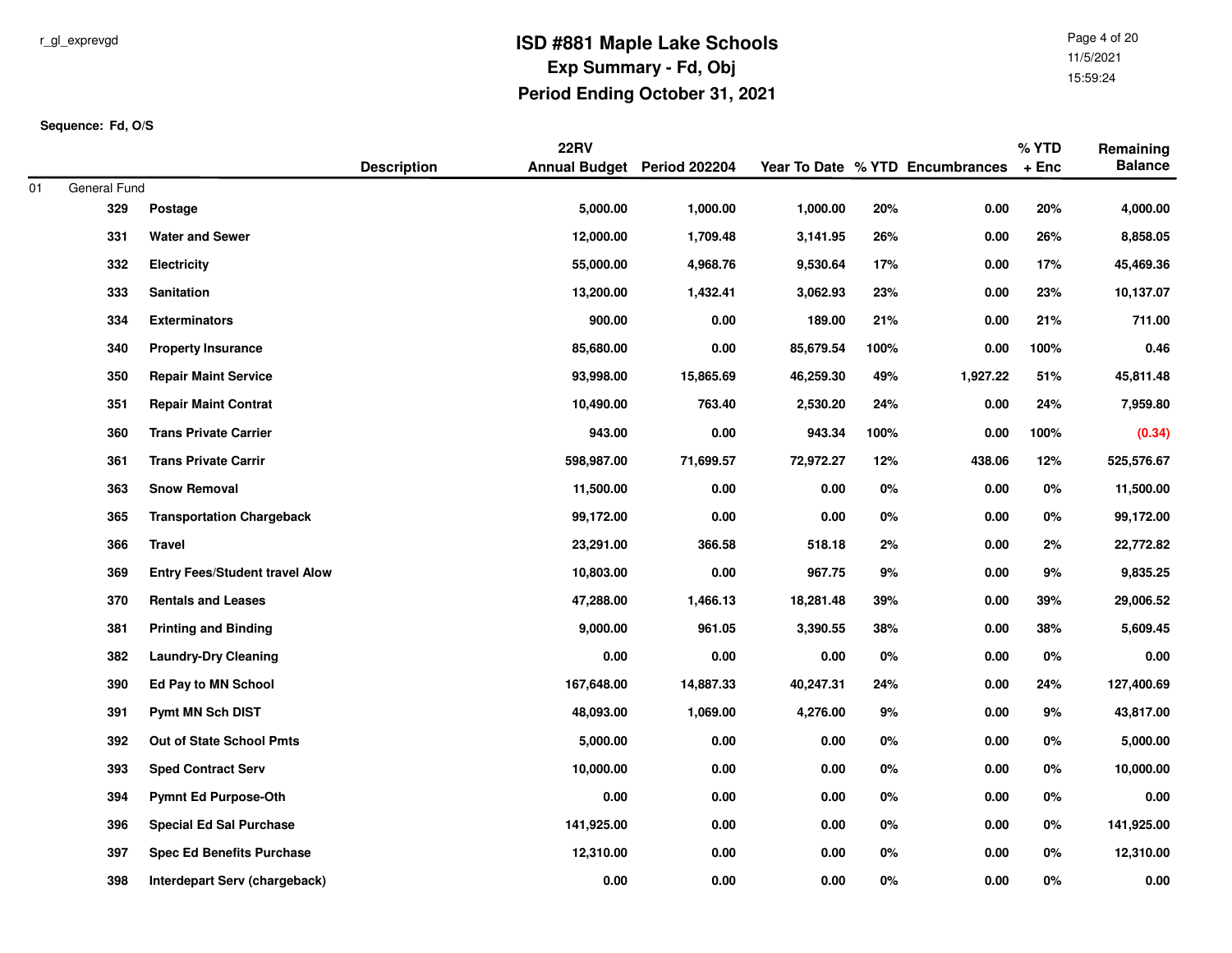# ISD #881 Maple Lake Schools

## Exp Summary - Fd, Obj

## Period Ending October 31, 2021

r_gl_exprevgd

11/5/2021
15:59:24

**Sequence: Fd, O/S**

| | | Description | 22RV Annual Budget | Period 202204 | Year To Date | % YTD | Encumbrances | % YTD + Enc | Remaining Balance |
|---|---|---|---|---|---|---|---|---|---|
| 01 | General Fund | | | | | | | | |
| | 329 | Postage | 5,000.00 | 1,000.00 | 1,000.00 | 20% | 0.00 | 20% | 4,000.00 |
| | 331 | Water and Sewer | 12,000.00 | 1,709.48 | 3,141.95 | 26% | 0.00 | 26% | 8,858.05 |
| | 332 | Electricity | 55,000.00 | 4,968.76 | 9,530.64 | 17% | 0.00 | 17% | 45,469.36 |
| | 333 | Sanitation | 13,200.00 | 1,432.41 | 3,062.93 | 23% | 0.00 | 23% | 10,137.07 |
| | 334 | Exterminators | 900.00 | 0.00 | 189.00 | 21% | 0.00 | 21% | 711.00 |
| | 340 | Property Insurance | 85,680.00 | 0.00 | 85,679.54 | 100% | 0.00 | 100% | 0.46 |
| | 350 | Repair Maint Service | 93,998.00 | 15,865.69 | 46,259.30 | 49% | 1,927.22 | 51% | 45,811.48 |
| | 351 | Repair Maint Contrat | 10,490.00 | 763.40 | 2,530.20 | 24% | 0.00 | 24% | 7,959.80 |
| | 360 | Trans Private Carrier | 943.00 | 0.00 | 943.34 | 100% | 0.00 | 100% | (0.34) |
| | 361 | Trans Private Carrir | 598,987.00 | 71,699.57 | 72,972.27 | 12% | 438.06 | 12% | 525,576.67 |
| | 363 | Snow Removal | 11,500.00 | 0.00 | 0.00 | 0% | 0.00 | 0% | 11,500.00 |
| | 365 | Transportation Chargeback | 99,172.00 | 0.00 | 0.00 | 0% | 0.00 | 0% | 99,172.00 |
| | 366 | Travel | 23,291.00 | 366.58 | 518.18 | 2% | 0.00 | 2% | 22,772.82 |
| | 369 | Entry Fees/Student travel Alow | 10,803.00 | 0.00 | 967.75 | 9% | 0.00 | 9% | 9,835.25 |
| | 370 | Rentals and Leases | 47,288.00 | 1,466.13 | 18,281.48 | 39% | 0.00 | 39% | 29,006.52 |
| | 381 | Printing and Binding | 9,000.00 | 961.05 | 3,390.55 | 38% | 0.00 | 38% | 5,609.45 |
| | 382 | Laundry-Dry Cleaning | 0.00 | 0.00 | 0.00 | 0% | 0.00 | 0% | 0.00 |
| | 390 | Ed Pay to MN School | 167,648.00 | 14,887.33 | 40,247.31 | 24% | 0.00 | 24% | 127,400.69 |
| | 391 | Pymt MN Sch DIST | 48,093.00 | 1,069.00 | 4,276.00 | 9% | 0.00 | 9% | 43,817.00 |
| | 392 | Out of State School Pmts | 5,000.00 | 0.00 | 0.00 | 0% | 0.00 | 0% | 5,000.00 |
| | 393 | Sped Contract Serv | 10,000.00 | 0.00 | 0.00 | 0% | 0.00 | 0% | 10,000.00 |
| | 394 | Pymnt Ed Purpose-Oth | 0.00 | 0.00 | 0.00 | 0% | 0.00 | 0% | 0.00 |
| | 396 | Special Ed Sal Purchase | 141,925.00 | 0.00 | 0.00 | 0% | 0.00 | 0% | 141,925.00 |
| | 397 | Spec Ed Benefits Purchase | 12,310.00 | 0.00 | 0.00 | 0% | 0.00 | 0% | 12,310.00 |
| | 398 | Interdepart Serv (chargeback) | 0.00 | 0.00 | 0.00 | 0% | 0.00 | 0% | 0.00 |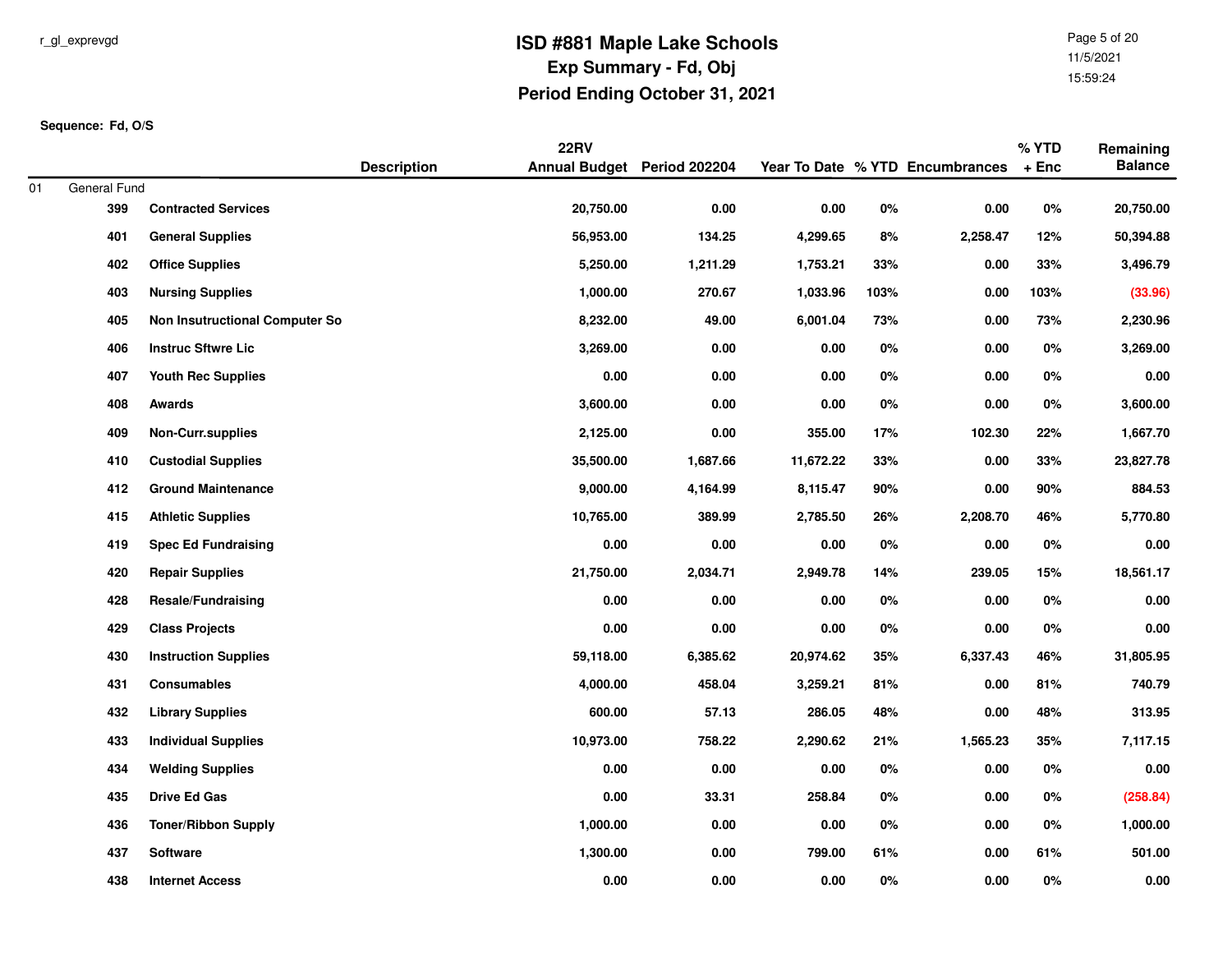# ISD #881 Maple Lake Schools

## Exp Summary - Fd, Obj

## Period Ending October 31, 2021

r_gl_exprevgd

**Sequence: Fd, O/S**

| | | Description | 22RV Annual Budget | Period 202204 | Year To Date | % YTD | Encumbrances | % YTD + Enc | Remaining Balance |
|---|---|---|---|---|---|---|---|---|---|
| 01 | General Fund | | | | | | | | |
| | 399 | Contracted Services | 20,750.00 | 0.00 | 0.00 | 0% | 0.00 | 0% | 20,750.00 |
| | 401 | General Supplies | 56,953.00 | 134.25 | 4,299.65 | 8% | 2,258.47 | 12% | 50,394.88 |
| | 402 | Office Supplies | 5,250.00 | 1,211.29 | 1,753.21 | 33% | 0.00 | 33% | 3,496.79 |
| | 403 | Nursing Supplies | 1,000.00 | 270.67 | 1,033.96 | 103% | 0.00 | 103% | (33.96) |
| | 405 | Non Insutructional Computer So | 8,232.00 | 49.00 | 6,001.04 | 73% | 0.00 | 73% | 2,230.96 |
| | 406 | Instruc Sftwre Lic | 3,269.00 | 0.00 | 0.00 | 0% | 0.00 | 0% | 3,269.00 |
| | 407 | Youth Rec Supplies | 0.00 | 0.00 | 0.00 | 0% | 0.00 | 0% | 0.00 |
| | 408 | Awards | 3,600.00 | 0.00 | 0.00 | 0% | 0.00 | 0% | 3,600.00 |
| | 409 | Non-Curr.supplies | 2,125.00 | 0.00 | 355.00 | 17% | 102.30 | 22% | 1,667.70 |
| | 410 | Custodial Supplies | 35,500.00 | 1,687.66 | 11,672.22 | 33% | 0.00 | 33% | 23,827.78 |
| | 412 | Ground Maintenance | 9,000.00 | 4,164.99 | 8,115.47 | 90% | 0.00 | 90% | 884.53 |
| | 415 | Athletic Supplies | 10,765.00 | 389.99 | 2,785.50 | 26% | 2,208.70 | 46% | 5,770.80 |
| | 419 | Spec Ed Fundraising | 0.00 | 0.00 | 0.00 | 0% | 0.00 | 0% | 0.00 |
| | 420 | Repair Supplies | 21,750.00 | 2,034.71 | 2,949.78 | 14% | 239.05 | 15% | 18,561.17 |
| | 428 | Resale/Fundraising | 0.00 | 0.00 | 0.00 | 0% | 0.00 | 0% | 0.00 |
| | 429 | Class Projects | 0.00 | 0.00 | 0.00 | 0% | 0.00 | 0% | 0.00 |
| | 430 | Instruction Supplies | 59,118.00 | 6,385.62 | 20,974.62 | 35% | 6,337.43 | 46% | 31,805.95 |
| | 431 | Consumables | 4,000.00 | 458.04 | 3,259.21 | 81% | 0.00 | 81% | 740.79 |
| | 432 | Library Supplies | 600.00 | 57.13 | 286.05 | 48% | 0.00 | 48% | 313.95 |
| | 433 | Individual Supplies | 10,973.00 | 758.22 | 2,290.62 | 21% | 1,565.23 | 35% | 7,117.15 |
| | 434 | Welding Supplies | 0.00 | 0.00 | 0.00 | 0% | 0.00 | 0% | 0.00 |
| | 435 | Drive Ed Gas | 0.00 | 33.31 | 258.84 | 0% | 0.00 | 0% | (258.84) |
| | 436 | Toner/Ribbon Supply | 1,000.00 | 0.00 | 0.00 | 0% | 0.00 | 0% | 1,000.00 |
| | 437 | Software | 1,300.00 | 0.00 | 799.00 | 61% | 0.00 | 61% | 501.00 |
| | 438 | Internet Access | 0.00 | 0.00 | 0.00 | 0% | 0.00 | 0% | 0.00 |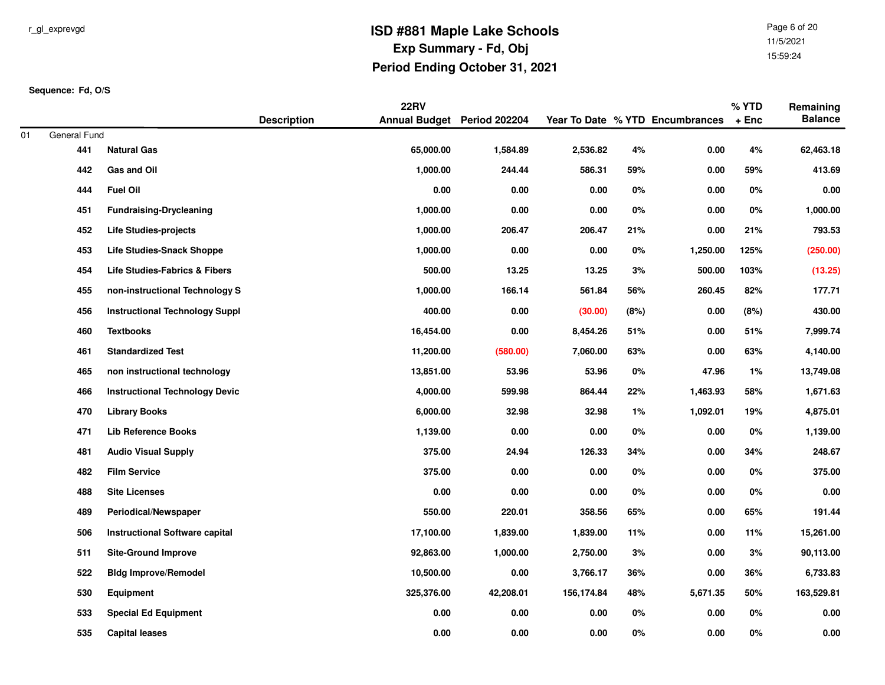# ISD #881 Maple Lake Schools

## Exp Summary - Fd, Obj

## Period Ending October 31, 2021

r_gl_exprevgd

**Sequence: Fd, O/S**

| | | Description | 22RV Annual Budget | Period 202204 | Year To Date | % YTD | Encumbrances | % YTD + Enc | Remaining Balance |
|---|---|---|---|---|---|---|---|---|---|
| 01 | General Fund | | | | | | | | |
| | 441 | Natural Gas | 65,000.00 | 1,584.89 | 2,536.82 | 4% | 0.00 | 4% | 62,463.18 |
| | 442 | Gas and Oil | 1,000.00 | 244.44 | 586.31 | 59% | 0.00 | 59% | 413.69 |
| | 444 | Fuel Oil | 0.00 | 0.00 | 0.00 | 0% | 0.00 | 0% | 0.00 |
| | 451 | Fundraising-Drycleaning | 1,000.00 | 0.00 | 0.00 | 0% | 0.00 | 0% | 1,000.00 |
| | 452 | Life Studies-projects | 1,000.00 | 206.47 | 206.47 | 21% | 0.00 | 21% | 793.53 |
| | 453 | Life Studies-Snack Shoppe | 1,000.00 | 0.00 | 0.00 | 0% | 1,250.00 | 125% | (250.00) |
| | 454 | Life Studies-Fabrics & Fibers | 500.00 | 13.25 | 13.25 | 3% | 500.00 | 103% | (13.25) |
| | 455 | non-instructional Technology S | 1,000.00 | 166.14 | 561.84 | 56% | 260.45 | 82% | 177.71 |
| | 456 | Instructional Technology Suppl | 400.00 | 0.00 | (30.00) | (8%) | 0.00 | (8%) | 430.00 |
| | 460 | Textbooks | 16,454.00 | 0.00 | 8,454.26 | 51% | 0.00 | 51% | 7,999.74 |
| | 461 | Standardized Test | 11,200.00 | (580.00) | 7,060.00 | 63% | 0.00 | 63% | 4,140.00 |
| | 465 | non instructional technology | 13,851.00 | 53.96 | 53.96 | 0% | 47.96 | 1% | 13,749.08 |
| | 466 | Instructional Technology Devic | 4,000.00 | 599.98 | 864.44 | 22% | 1,463.93 | 58% | 1,671.63 |
| | 470 | Library Books | 6,000.00 | 32.98 | 32.98 | 1% | 1,092.01 | 19% | 4,875.01 |
| | 471 | Lib Reference Books | 1,139.00 | 0.00 | 0.00 | 0% | 0.00 | 0% | 1,139.00 |
| | 481 | Audio Visual Supply | 375.00 | 24.94 | 126.33 | 34% | 0.00 | 34% | 248.67 |
| | 482 | Film Service | 375.00 | 0.00 | 0.00 | 0% | 0.00 | 0% | 375.00 |
| | 488 | Site Licenses | 0.00 | 0.00 | 0.00 | 0% | 0.00 | 0% | 0.00 |
| | 489 | Periodical/Newspaper | 550.00 | 220.01 | 358.56 | 65% | 0.00 | 65% | 191.44 |
| | 506 | Instructional Software capital | 17,100.00 | 1,839.00 | 1,839.00 | 11% | 0.00 | 11% | 15,261.00 |
| | 511 | Site-Ground Improve | 92,863.00 | 1,000.00 | 2,750.00 | 3% | 0.00 | 3% | 90,113.00 |
| | 522 | Bldg Improve/Remodel | 10,500.00 | 0.00 | 3,766.17 | 36% | 0.00 | 36% | 6,733.83 |
| | 530 | Equipment | 325,376.00 | 42,208.01 | 156,174.84 | 48% | 5,671.35 | 50% | 163,529.81 |
| | 533 | Special Ed Equipment | 0.00 | 0.00 | 0.00 | 0% | 0.00 | 0% | 0.00 |
| | 535 | Capital leases | 0.00 | 0.00 | 0.00 | 0% | 0.00 | 0% | 0.00 |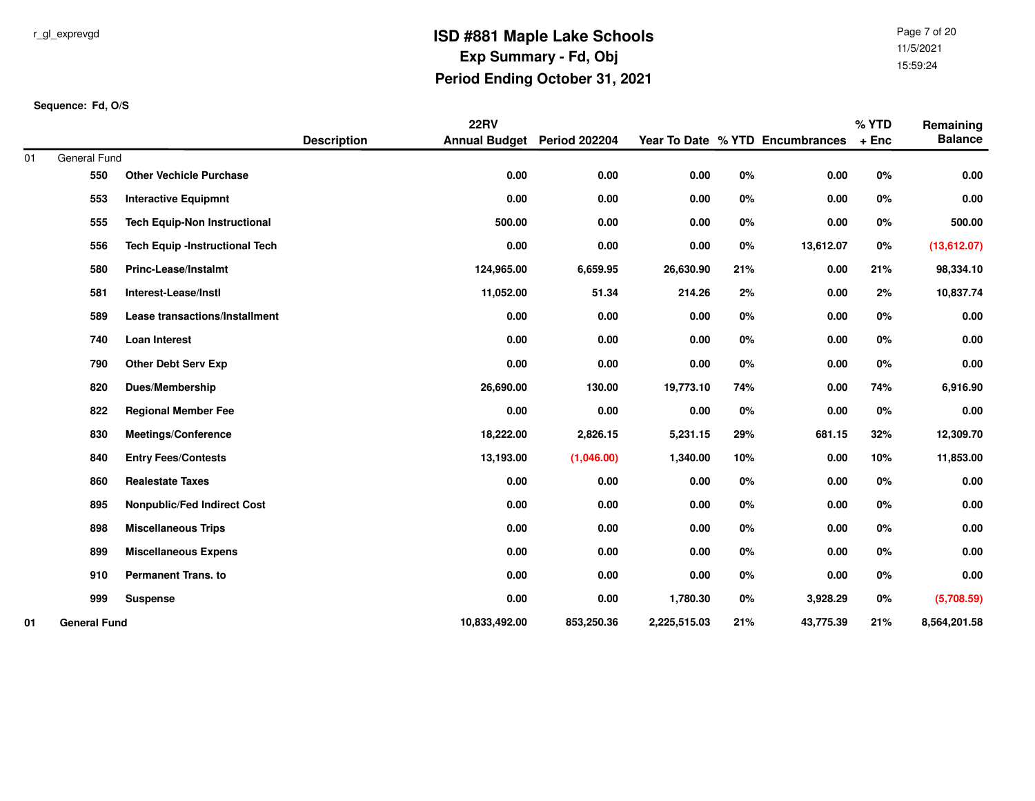# ISD #881 Maple Lake Schools

## Exp Summary - Fd, Obj

## Period Ending October 31, 2021

r_gl_exprevgd

11/5/2021
15:59:24

**Sequence: Fd, O/S**

| | | Description | 22RV Annual Budget | Period 202204 | Year To Date | % YTD | Encumbrances | % YTD + Enc | Remaining Balance |
|---|---|---|---|---|---|---|---|---|---|
| 01 | General Fund | | | | | | | | |
| | 550 | **Other Vechicle Purchase** | 0.00 | 0.00 | 0.00 | 0% | 0.00 | 0% | 0.00 |
| | 553 | **Interactive Equipmnt** | 0.00 | 0.00 | 0.00 | 0% | 0.00 | 0% | 0.00 |
| | 555 | **Tech Equip-Non Instructional** | 500.00 | 0.00 | 0.00 | 0% | 0.00 | 0% | 500.00 |
| | 556 | **Tech Equip -Instructional Tech** | 0.00 | 0.00 | 0.00 | 0% | 13,612.07 | 0% | (13,612.07) |
| | 580 | **Princ-Lease/Instalmt** | 124,965.00 | 6,659.95 | 26,630.90 | 21% | 0.00 | 21% | 98,334.10 |
| | 581 | **Interest-Lease/Instl** | 11,052.00 | 51.34 | 214.26 | 2% | 0.00 | 2% | 10,837.74 |
| | 589 | **Lease transactions/Installment** | 0.00 | 0.00 | 0.00 | 0% | 0.00 | 0% | 0.00 |
| | 740 | **Loan Interest** | 0.00 | 0.00 | 0.00 | 0% | 0.00 | 0% | 0.00 |
| | 790 | **Other Debt Serv Exp** | 0.00 | 0.00 | 0.00 | 0% | 0.00 | 0% | 0.00 |
| | 820 | **Dues/Membership** | 26,690.00 | 130.00 | 19,773.10 | 74% | 0.00 | 74% | 6,916.90 |
| | 822 | **Regional Member Fee** | 0.00 | 0.00 | 0.00 | 0% | 0.00 | 0% | 0.00 |
| | 830 | **Meetings/Conference** | 18,222.00 | 2,826.15 | 5,231.15 | 29% | 681.15 | 32% | 12,309.70 |
| | 840 | **Entry Fees/Contests** | 13,193.00 | (1,046.00) | 1,340.00 | 10% | 0.00 | 10% | 11,853.00 |
| | 860 | **Realestate Taxes** | 0.00 | 0.00 | 0.00 | 0% | 0.00 | 0% | 0.00 |
| | 895 | **Nonpublic/Fed Indirect Cost** | 0.00 | 0.00 | 0.00 | 0% | 0.00 | 0% | 0.00 |
| | 898 | **Miscellaneous Trips** | 0.00 | 0.00 | 0.00 | 0% | 0.00 | 0% | 0.00 |
| | 899 | **Miscellaneous Expens** | 0.00 | 0.00 | 0.00 | 0% | 0.00 | 0% | 0.00 |
| | 910 | **Permanent Trans. to** | 0.00 | 0.00 | 0.00 | 0% | 0.00 | 0% | 0.00 |
| | 999 | **Suspense** | 0.00 | 0.00 | 1,780.30 | 0% | 3,928.29 | 0% | (5,708.59) |
| **01** | **General Fund** | | **10,833,492.00** | **853,250.36** | **2,225,515.03** | **21%** | **43,775.39** | **21%** | **8,564,201.58** |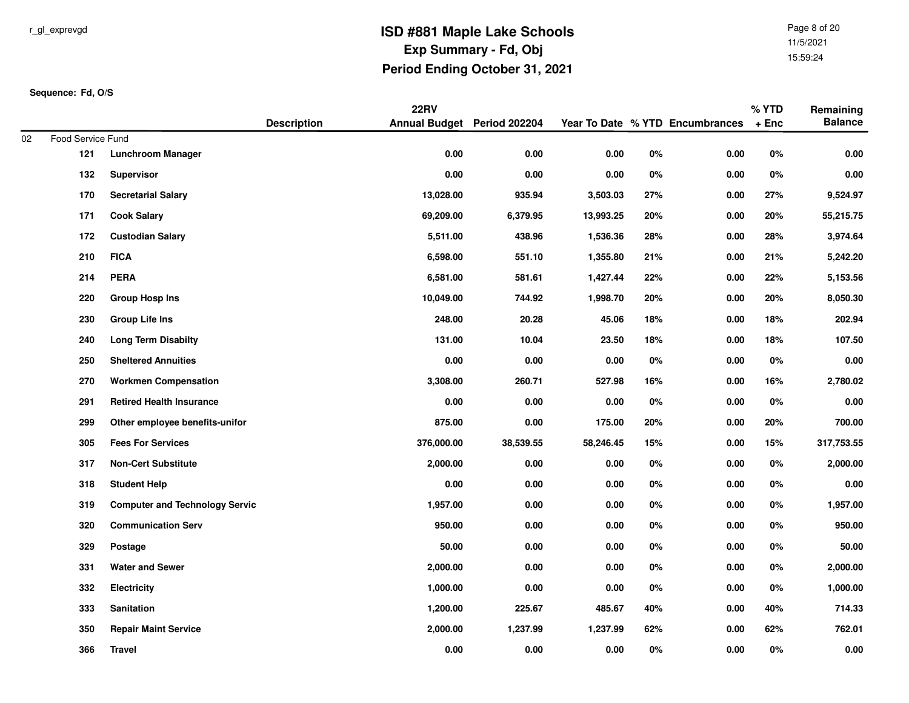r_gl_exprevgd

# ISD #881 Maple Lake Schools

## Exp Summary - Fd, Obj

## Period Ending October 31, 2021

11/5/2021
15:59:24

**Sequence: Fd, O/S**

| | | Description | 22RV Annual Budget | Period 202204 | Year To Date | % YTD | Encumbrances | % YTD + Enc | Remaining Balance |
|---|---|---|---|---|---|---|---|---|---|
| 02 | Food Service Fund | | | | | | | | |
| | 121 | **Lunchroom Manager** | **0.00** | **0.00** | **0.00** | **0%** | **0.00** | **0%** | **0.00** |
| | 132 | **Supervisor** | **0.00** | **0.00** | **0.00** | **0%** | **0.00** | **0%** | **0.00** |
| | 170 | **Secretarial Salary** | **13,028.00** | **935.94** | **3,503.03** | **27%** | **0.00** | **27%** | **9,524.97** |
| | 171 | **Cook Salary** | **69,209.00** | **6,379.95** | **13,993.25** | **20%** | **0.00** | **20%** | **55,215.75** |
| | 172 | **Custodian Salary** | **5,511.00** | **438.96** | **1,536.36** | **28%** | **0.00** | **28%** | **3,974.64** |
| | 210 | **FICA** | **6,598.00** | **551.10** | **1,355.80** | **21%** | **0.00** | **21%** | **5,242.20** |
| | 214 | **PERA** | **6,581.00** | **581.61** | **1,427.44** | **22%** | **0.00** | **22%** | **5,153.56** |
| | 220 | **Group Hosp Ins** | **10,049.00** | **744.92** | **1,998.70** | **20%** | **0.00** | **20%** | **8,050.30** |
| | 230 | **Group Life Ins** | **248.00** | **20.28** | **45.06** | **18%** | **0.00** | **18%** | **202.94** |
| | 240 | **Long Term Disabilty** | **131.00** | **10.04** | **23.50** | **18%** | **0.00** | **18%** | **107.50** |
| | 250 | **Sheltered Annuities** | **0.00** | **0.00** | **0.00** | **0%** | **0.00** | **0%** | **0.00** |
| | 270 | **Workmen Compensation** | **3,308.00** | **260.71** | **527.98** | **16%** | **0.00** | **16%** | **2,780.02** |
| | 291 | **Retired Health Insurance** | **0.00** | **0.00** | **0.00** | **0%** | **0.00** | **0%** | **0.00** |
| | 299 | **Other employee benefits-unifor** | **875.00** | **0.00** | **175.00** | **20%** | **0.00** | **20%** | **700.00** |
| | 305 | **Fees For Services** | **376,000.00** | **38,539.55** | **58,246.45** | **15%** | **0.00** | **15%** | **317,753.55** |
| | 317 | **Non-Cert Substitute** | **2,000.00** | **0.00** | **0.00** | **0%** | **0.00** | **0%** | **2,000.00** |
| | 318 | **Student Help** | **0.00** | **0.00** | **0.00** | **0%** | **0.00** | **0%** | **0.00** |
| | 319 | **Computer and Technology Servic** | **1,957.00** | **0.00** | **0.00** | **0%** | **0.00** | **0%** | **1,957.00** |
| | 320 | **Communication Serv** | **950.00** | **0.00** | **0.00** | **0%** | **0.00** | **0%** | **950.00** |
| | 329 | **Postage** | **50.00** | **0.00** | **0.00** | **0%** | **0.00** | **0%** | **50.00** |
| | 331 | **Water and Sewer** | **2,000.00** | **0.00** | **0.00** | **0%** | **0.00** | **0%** | **2,000.00** |
| | 332 | **Electricity** | **1,000.00** | **0.00** | **0.00** | **0%** | **0.00** | **0%** | **1,000.00** |
| | 333 | **Sanitation** | **1,200.00** | **225.67** | **485.67** | **40%** | **0.00** | **40%** | **714.33** |
| | 350 | **Repair Maint Service** | **2,000.00** | **1,237.99** | **1,237.99** | **62%** | **0.00** | **62%** | **762.01** |
| | 366 | **Travel** | **0.00** | **0.00** | **0.00** | **0%** | **0.00** | **0%** | **0.00** |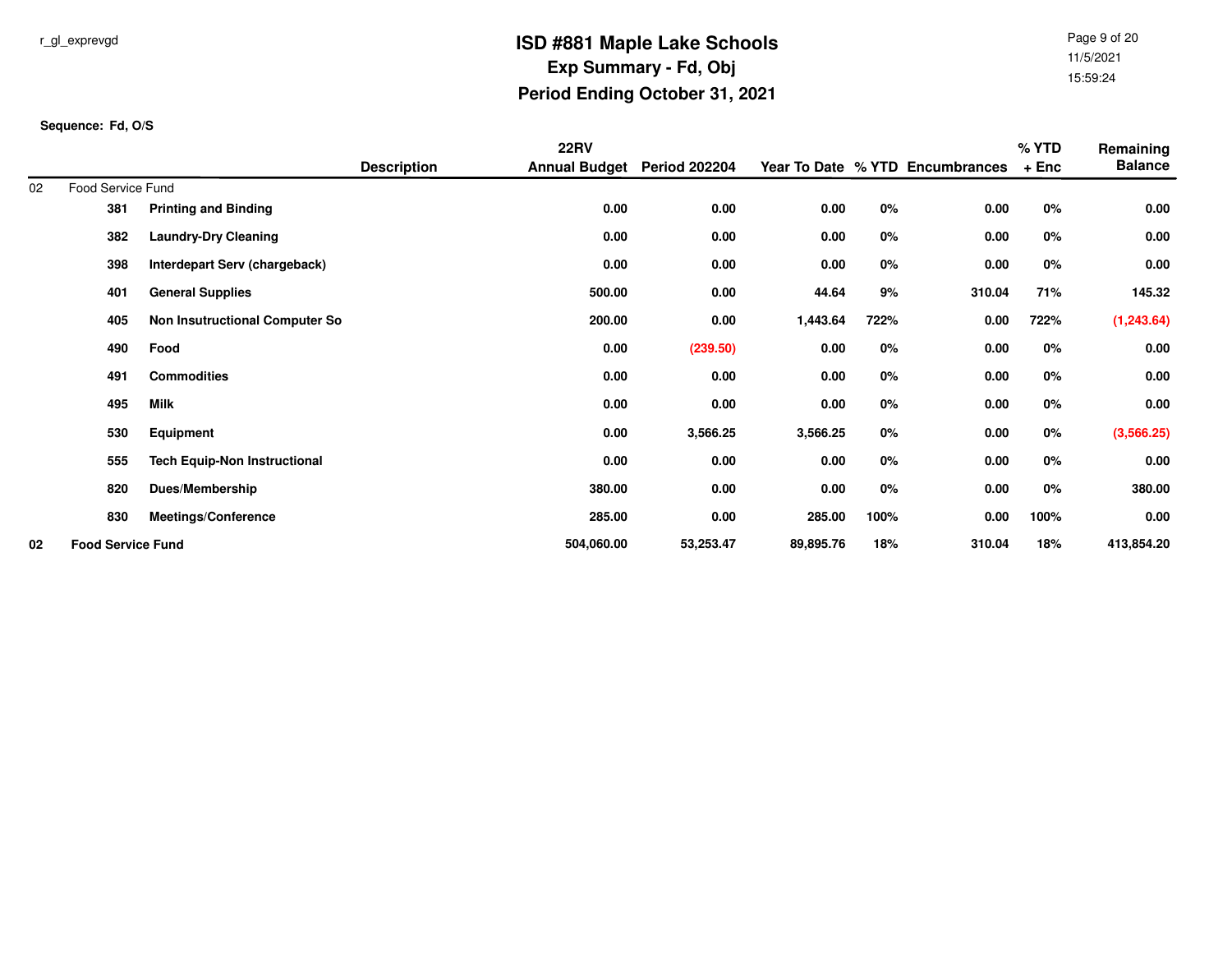r_gl_exprevgd

# ISD #881 Maple Lake Schools

## Exp Summary - Fd, Obj

## Period Ending October 31, 2021

11/5/2021
15:59:24

**Sequence: Fd, O/S**

| | | Description | 22RV Annual Budget | Period 202204 | Year To Date | % YTD | Encumbrances | % YTD + Enc | Remaining Balance |
|---|---|---|---|---|---|---|---|---|---|
| 02 | Food Service Fund | | | | | | | | |
| | 381 | **Printing and Binding** | **0.00** | **0.00** | **0.00** | **0%** | **0.00** | **0%** | **0.00** |
| | 382 | **Laundry-Dry Cleaning** | **0.00** | **0.00** | **0.00** | **0%** | **0.00** | **0%** | **0.00** |
| | 398 | **Interdepart Serv (chargeback)** | **0.00** | **0.00** | **0.00** | **0%** | **0.00** | **0%** | **0.00** |
| | 401 | **General Supplies** | **500.00** | **0.00** | **44.64** | **9%** | **310.04** | **71%** | **145.32** |
| | 405 | **Non Insutructional Computer So** | **200.00** | **0.00** | **1,443.64** | **722%** | **0.00** | **722%** | **(1,243.64)** |
| | 490 | **Food** | **0.00** | **(239.50)** | **0.00** | **0%** | **0.00** | **0%** | **0.00** |
| | 491 | **Commodities** | **0.00** | **0.00** | **0.00** | **0%** | **0.00** | **0%** | **0.00** |
| | 495 | **Milk** | **0.00** | **0.00** | **0.00** | **0%** | **0.00** | **0%** | **0.00** |
| | 530 | **Equipment** | **0.00** | **3,566.25** | **3,566.25** | **0%** | **0.00** | **0%** | **(3,566.25)** |
| | 555 | **Tech Equip-Non Instructional** | **0.00** | **0.00** | **0.00** | **0%** | **0.00** | **0%** | **0.00** |
| | 820 | **Dues/Membership** | **380.00** | **0.00** | **0.00** | **0%** | **0.00** | **0%** | **380.00** |
| | 830 | **Meetings/Conference** | **285.00** | **0.00** | **285.00** | **100%** | **0.00** | **100%** | **0.00** |
| **02** | **Food Service Fund** | | **504,060.00** | **53,253.47** | **89,895.76** | **18%** | **310.04** | **18%** | **413,854.20** |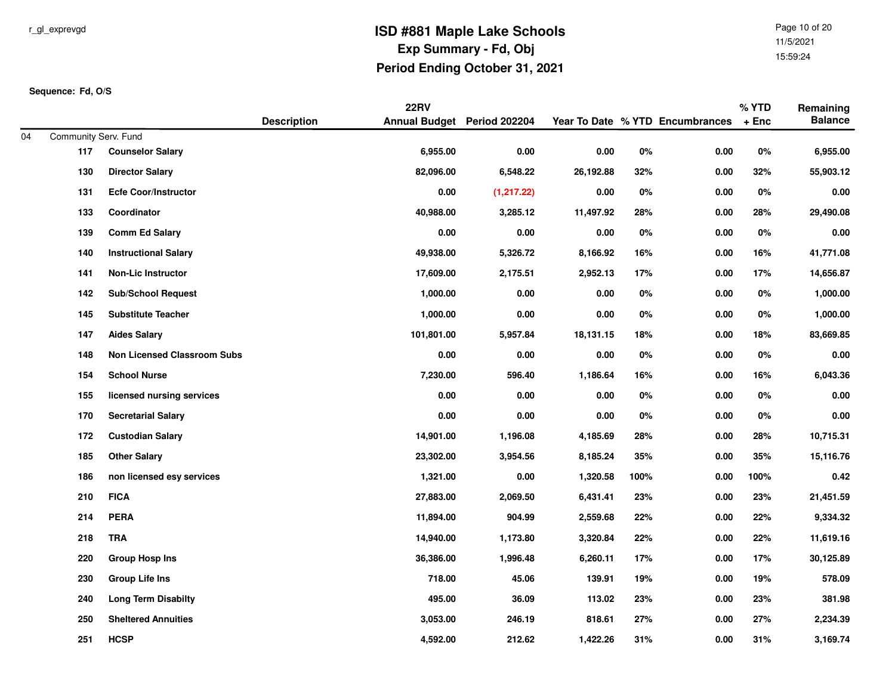# ISD #881 Maple Lake Schools

## Exp Summary - Fd, Obj

## Period Ending October 31, 2021

r_gl_exprevgd

11/5/2021
15:59:24

**Sequence: Fd, O/S**

| | | Description | 22RV Annual Budget | Period 202204 | Year To Date | % YTD | Encumbrances | % YTD + Enc | Remaining Balance |
|---|---|---|---|---|---|---|---|---|---|
| 04 | Community Serv. Fund | | | | | | | | |
| | 117 | Counselor Salary | 6,955.00 | 0.00 | 0.00 | 0% | 0.00 | 0% | 6,955.00 |
| | 130 | Director Salary | 82,096.00 | 6,548.22 | 26,192.88 | 32% | 0.00 | 32% | 55,903.12 |
| | 131 | Ecfe Coor/Instructor | 0.00 | (1,217.22) | 0.00 | 0% | 0.00 | 0% | 0.00 |
| | 133 | Coordinator | 40,988.00 | 3,285.12 | 11,497.92 | 28% | 0.00 | 28% | 29,490.08 |
| | 139 | Comm Ed Salary | 0.00 | 0.00 | 0.00 | 0% | 0.00 | 0% | 0.00 |
| | 140 | Instructional Salary | 49,938.00 | 5,326.72 | 8,166.92 | 16% | 0.00 | 16% | 41,771.08 |
| | 141 | Non-Lic Instructor | 17,609.00 | 2,175.51 | 2,952.13 | 17% | 0.00 | 17% | 14,656.87 |
| | 142 | Sub/School Request | 1,000.00 | 0.00 | 0.00 | 0% | 0.00 | 0% | 1,000.00 |
| | 145 | Substitute Teacher | 1,000.00 | 0.00 | 0.00 | 0% | 0.00 | 0% | 1,000.00 |
| | 147 | Aides Salary | 101,801.00 | 5,957.84 | 18,131.15 | 18% | 0.00 | 18% | 83,669.85 |
| | 148 | Non Licensed Classroom Subs | 0.00 | 0.00 | 0.00 | 0% | 0.00 | 0% | 0.00 |
| | 154 | School Nurse | 7,230.00 | 596.40 | 1,186.64 | 16% | 0.00 | 16% | 6,043.36 |
| | 155 | licensed nursing services | 0.00 | 0.00 | 0.00 | 0% | 0.00 | 0% | 0.00 |
| | 170 | Secretarial Salary | 0.00 | 0.00 | 0.00 | 0% | 0.00 | 0% | 0.00 |
| | 172 | Custodian Salary | 14,901.00 | 1,196.08 | 4,185.69 | 28% | 0.00 | 28% | 10,715.31 |
| | 185 | Other Salary | 23,302.00 | 3,954.56 | 8,185.24 | 35% | 0.00 | 35% | 15,116.76 |
| | 186 | non licensed esy services | 1,321.00 | 0.00 | 1,320.58 | 100% | 0.00 | 100% | 0.42 |
| | 210 | FICA | 27,883.00 | 2,069.50 | 6,431.41 | 23% | 0.00 | 23% | 21,451.59 |
| | 214 | PERA | 11,894.00 | 904.99 | 2,559.68 | 22% | 0.00 | 22% | 9,334.32 |
| | 218 | TRA | 14,940.00 | 1,173.80 | 3,320.84 | 22% | 0.00 | 22% | 11,619.16 |
| | 220 | Group Hosp Ins | 36,386.00 | 1,996.48 | 6,260.11 | 17% | 0.00 | 17% | 30,125.89 |
| | 230 | Group Life Ins | 718.00 | 45.06 | 139.91 | 19% | 0.00 | 19% | 578.09 |
| | 240 | Long Term Disabilty | 495.00 | 36.09 | 113.02 | 23% | 0.00 | 23% | 381.98 |
| | 250 | Sheltered Annuities | 3,053.00 | 246.19 | 818.61 | 27% | 0.00 | 27% | 2,234.39 |
| | 251 | HCSP | 4,592.00 | 212.62 | 1,422.26 | 31% | 0.00 | 31% | 3,169.74 |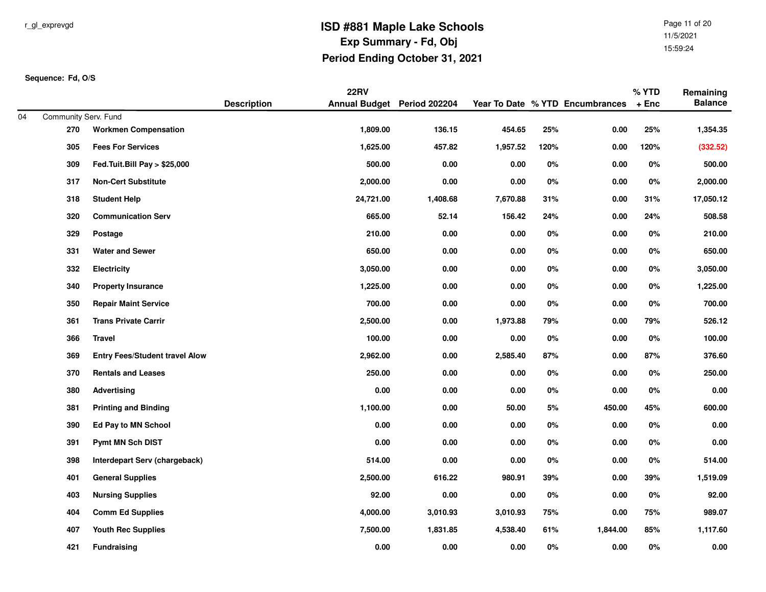# ISD #881 Maple Lake Schools

## Exp Summary - Fd, Obj

## Period Ending October 31, 2021

r_gl_exprevgd

11/5/2021
15:59:24

**Sequence: Fd, O/S**

| | | Description | 22RV Annual Budget | Period 202204 | Year To Date | % YTD | Encumbrances | % YTD + Enc | Remaining Balance |
|---|---|---|---|---|---|---|---|---|---|
| 04 | Community Serv. Fund | | | | | | | | |
| | 270 | **Workmen Compensation** | **1,809.00** | **136.15** | **454.65** | **25%** | **0.00** | **25%** | **1,354.35** |
| | 305 | **Fees For Services** | **1,625.00** | **457.82** | **1,957.52** | **120%** | **0.00** | **120%** | **(332.52)** |
| | 309 | **Fed.Tuit.Bill Pay > $25,000** | **500.00** | **0.00** | **0.00** | **0%** | **0.00** | **0%** | **500.00** |
| | 317 | **Non-Cert Substitute** | **2,000.00** | **0.00** | **0.00** | **0%** | **0.00** | **0%** | **2,000.00** |
| | 318 | **Student Help** | **24,721.00** | **1,408.68** | **7,670.88** | **31%** | **0.00** | **31%** | **17,050.12** |
| | 320 | **Communication Serv** | **665.00** | **52.14** | **156.42** | **24%** | **0.00** | **24%** | **508.58** |
| | 329 | **Postage** | **210.00** | **0.00** | **0.00** | **0%** | **0.00** | **0%** | **210.00** |
| | 331 | **Water and Sewer** | **650.00** | **0.00** | **0.00** | **0%** | **0.00** | **0%** | **650.00** |
| | 332 | **Electricity** | **3,050.00** | **0.00** | **0.00** | **0%** | **0.00** | **0%** | **3,050.00** |
| | 340 | **Property Insurance** | **1,225.00** | **0.00** | **0.00** | **0%** | **0.00** | **0%** | **1,225.00** |
| | 350 | **Repair Maint Service** | **700.00** | **0.00** | **0.00** | **0%** | **0.00** | **0%** | **700.00** |
| | 361 | **Trans Private Carrir** | **2,500.00** | **0.00** | **1,973.88** | **79%** | **0.00** | **79%** | **526.12** |
| | 366 | **Travel** | **100.00** | **0.00** | **0.00** | **0%** | **0.00** | **0%** | **100.00** |
| | 369 | **Entry Fees/Student travel Alow** | **2,962.00** | **0.00** | **2,585.40** | **87%** | **0.00** | **87%** | **376.60** |
| | 370 | **Rentals and Leases** | **250.00** | **0.00** | **0.00** | **0%** | **0.00** | **0%** | **250.00** |
| | 380 | **Advertising** | **0.00** | **0.00** | **0.00** | **0%** | **0.00** | **0%** | **0.00** |
| | 381 | **Printing and Binding** | **1,100.00** | **0.00** | **50.00** | **5%** | **450.00** | **45%** | **600.00** |
| | 390 | **Ed Pay to MN School** | **0.00** | **0.00** | **0.00** | **0%** | **0.00** | **0%** | **0.00** |
| | 391 | **Pymt MN Sch DIST** | **0.00** | **0.00** | **0.00** | **0%** | **0.00** | **0%** | **0.00** |
| | 398 | **Interdepart Serv (chargeback)** | **514.00** | **0.00** | **0.00** | **0%** | **0.00** | **0%** | **514.00** |
| | 401 | **General Supplies** | **2,500.00** | **616.22** | **980.91** | **39%** | **0.00** | **39%** | **1,519.09** |
| | 403 | **Nursing Supplies** | **92.00** | **0.00** | **0.00** | **0%** | **0.00** | **0%** | **92.00** |
| | 404 | **Comm Ed Supplies** | **4,000.00** | **3,010.93** | **3,010.93** | **75%** | **0.00** | **75%** | **989.07** |
| | 407 | **Youth Rec Supplies** | **7,500.00** | **1,831.85** | **4,538.40** | **61%** | **1,844.00** | **85%** | **1,117.60** |
| | 421 | **Fundraising** | **0.00** | **0.00** | **0.00** | **0%** | **0.00** | **0%** | **0.00** |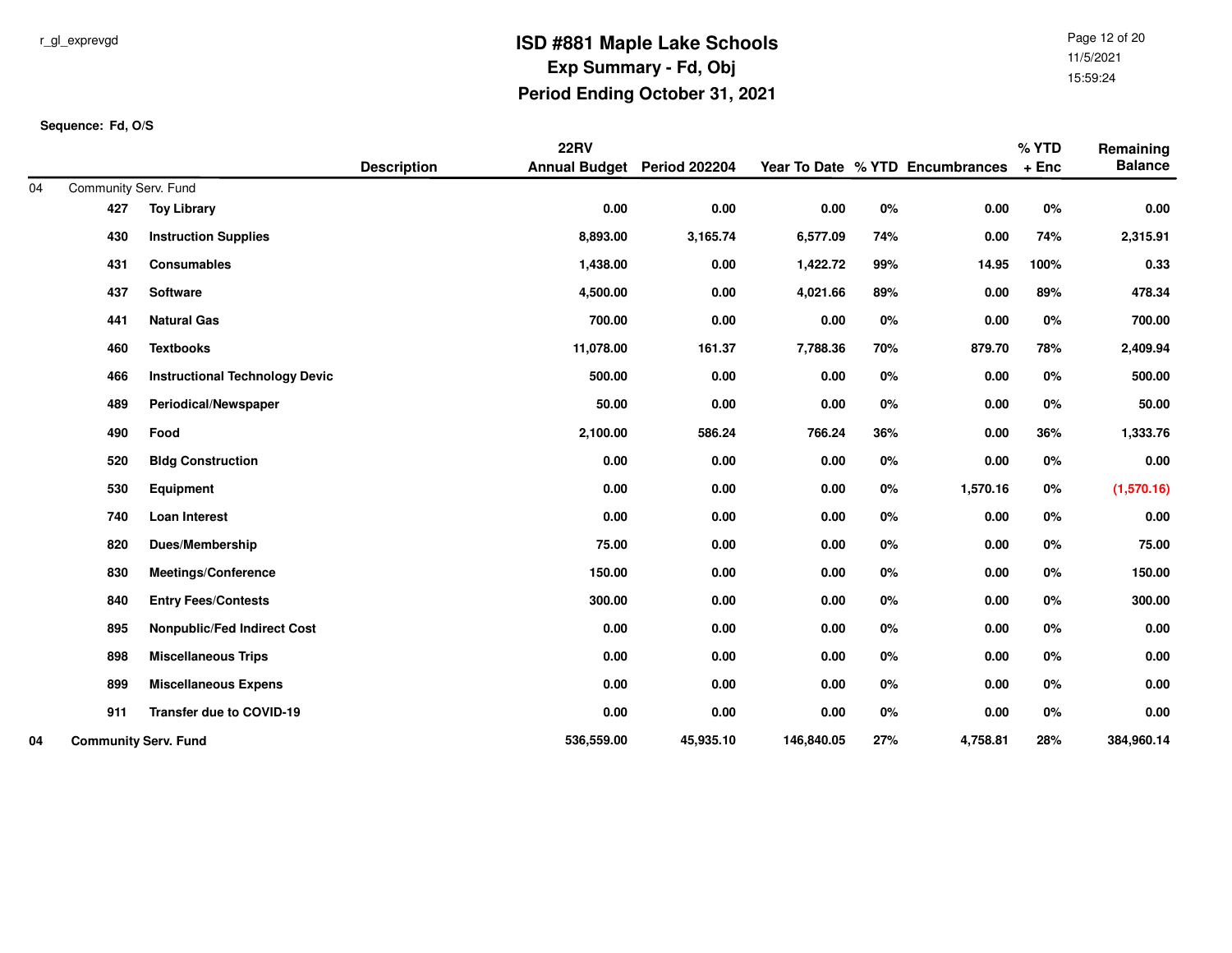# ISD #881 Maple Lake Schools

## Exp Summary - Fd, Obj

## Period Ending October 31, 2021

r_gl_exprevgd

**Sequence: Fd, O/S**

| | | Description | 22RV Annual Budget | Period 202204 | Year To Date | % YTD | Encumbrances | % YTD + Enc | Remaining Balance |
|---|---|---|---|---|---|---|---|---|---|
| 04 | Community Serv. Fund | | | | | | | | |
| | 427 | Toy Library | 0.00 | 0.00 | 0.00 | 0% | 0.00 | 0% | 0.00 |
| | 430 | Instruction Supplies | 8,893.00 | 3,165.74 | 6,577.09 | 74% | 0.00 | 74% | 2,315.91 |
| | 431 | Consumables | 1,438.00 | 0.00 | 1,422.72 | 99% | 14.95 | 100% | 0.33 |
| | 437 | Software | 4,500.00 | 0.00 | 4,021.66 | 89% | 0.00 | 89% | 478.34 |
| | 441 | Natural Gas | 700.00 | 0.00 | 0.00 | 0% | 0.00 | 0% | 700.00 |
| | 460 | Textbooks | 11,078.00 | 161.37 | 7,788.36 | 70% | 879.70 | 78% | 2,409.94 |
| | 466 | Instructional Technology Devic | 500.00 | 0.00 | 0.00 | 0% | 0.00 | 0% | 500.00 |
| | 489 | Periodical/Newspaper | 50.00 | 0.00 | 0.00 | 0% | 0.00 | 0% | 50.00 |
| | 490 | Food | 2,100.00 | 586.24 | 766.24 | 36% | 0.00 | 36% | 1,333.76 |
| | 520 | Bldg Construction | 0.00 | 0.00 | 0.00 | 0% | 0.00 | 0% | 0.00 |
| | 530 | Equipment | 0.00 | 0.00 | 0.00 | 0% | 1,570.16 | 0% | (1,570.16) |
| | 740 | Loan Interest | 0.00 | 0.00 | 0.00 | 0% | 0.00 | 0% | 0.00 |
| | 820 | Dues/Membership | 75.00 | 0.00 | 0.00 | 0% | 0.00 | 0% | 75.00 |
| | 830 | Meetings/Conference | 150.00 | 0.00 | 0.00 | 0% | 0.00 | 0% | 150.00 |
| | 840 | Entry Fees/Contests | 300.00 | 0.00 | 0.00 | 0% | 0.00 | 0% | 300.00 |
| | 895 | Nonpublic/Fed Indirect Cost | 0.00 | 0.00 | 0.00 | 0% | 0.00 | 0% | 0.00 |
| | 898 | Miscellaneous Trips | 0.00 | 0.00 | 0.00 | 0% | 0.00 | 0% | 0.00 |
| | 899 | Miscellaneous Expens | 0.00 | 0.00 | 0.00 | 0% | 0.00 | 0% | 0.00 |
| | 911 | Transfer due to COVID-19 | 0.00 | 0.00 | 0.00 | 0% | 0.00 | 0% | 0.00 |
| **04** | **Community Serv. Fund** | | **536,559.00** | **45,935.10** | **146,840.05** | **27%** | **4,758.81** | **28%** | **384,960.14** |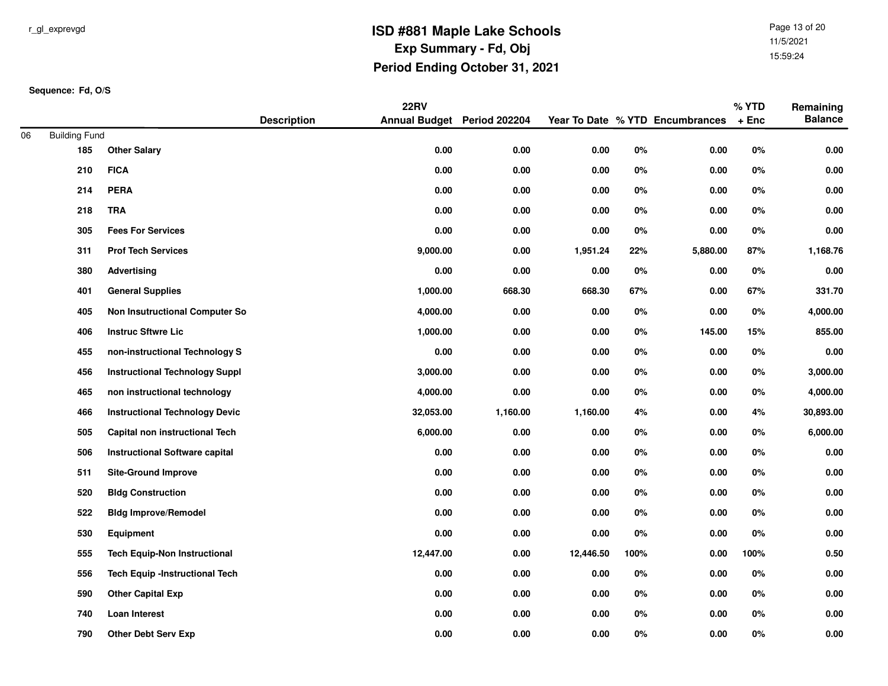# ISD #881 Maple Lake Schools

## Exp Summary - Fd, Obj

## Period Ending October 31, 2021

r_gl_exprevgd

11/5/2021
15:59:24

**Sequence: Fd, O/S**

| | | Description | 22RV Annual Budget | Period 202204 | Year To Date | % YTD | Encumbrances | % YTD + Enc | Remaining Balance |
|---|---|---|---|---|---|---|---|---|---|
| 06 | Building Fund | | | | | | | | |
| | 185 | Other Salary | 0.00 | 0.00 | 0.00 | 0% | 0.00 | 0% | 0.00 |
| | 210 | FICA | 0.00 | 0.00 | 0.00 | 0% | 0.00 | 0% | 0.00 |
| | 214 | PERA | 0.00 | 0.00 | 0.00 | 0% | 0.00 | 0% | 0.00 |
| | 218 | TRA | 0.00 | 0.00 | 0.00 | 0% | 0.00 | 0% | 0.00 |
| | 305 | Fees For Services | 0.00 | 0.00 | 0.00 | 0% | 0.00 | 0% | 0.00 |
| | 311 | Prof Tech Services | 9,000.00 | 0.00 | 1,951.24 | 22% | 5,880.00 | 87% | 1,168.76 |
| | 380 | Advertising | 0.00 | 0.00 | 0.00 | 0% | 0.00 | 0% | 0.00 |
| | 401 | General Supplies | 1,000.00 | 668.30 | 668.30 | 67% | 0.00 | 67% | 331.70 |
| | 405 | Non Insutructional Computer So | 4,000.00 | 0.00 | 0.00 | 0% | 0.00 | 0% | 4,000.00 |
| | 406 | Instruc Sftwre Lic | 1,000.00 | 0.00 | 0.00 | 0% | 145.00 | 15% | 855.00 |
| | 455 | non-instructional Technology S | 0.00 | 0.00 | 0.00 | 0% | 0.00 | 0% | 0.00 |
| | 456 | Instructional Technology Suppl | 3,000.00 | 0.00 | 0.00 | 0% | 0.00 | 0% | 3,000.00 |
| | 465 | non instructional technology | 4,000.00 | 0.00 | 0.00 | 0% | 0.00 | 0% | 4,000.00 |
| | 466 | Instructional Technology Devic | 32,053.00 | 1,160.00 | 1,160.00 | 4% | 0.00 | 4% | 30,893.00 |
| | 505 | Capital non instructional Tech | 6,000.00 | 0.00 | 0.00 | 0% | 0.00 | 0% | 6,000.00 |
| | 506 | Instructional Software capital | 0.00 | 0.00 | 0.00 | 0% | 0.00 | 0% | 0.00 |
| | 511 | Site-Ground Improve | 0.00 | 0.00 | 0.00 | 0% | 0.00 | 0% | 0.00 |
| | 520 | Bldg Construction | 0.00 | 0.00 | 0.00 | 0% | 0.00 | 0% | 0.00 |
| | 522 | Bldg Improve/Remodel | 0.00 | 0.00 | 0.00 | 0% | 0.00 | 0% | 0.00 |
| | 530 | Equipment | 0.00 | 0.00 | 0.00 | 0% | 0.00 | 0% | 0.00 |
| | 555 | Tech Equip-Non Instructional | 12,447.00 | 0.00 | 12,446.50 | 100% | 0.00 | 100% | 0.50 |
| | 556 | Tech Equip -Instructional Tech | 0.00 | 0.00 | 0.00 | 0% | 0.00 | 0% | 0.00 |
| | 590 | Other Capital Exp | 0.00 | 0.00 | 0.00 | 0% | 0.00 | 0% | 0.00 |
| | 740 | Loan Interest | 0.00 | 0.00 | 0.00 | 0% | 0.00 | 0% | 0.00 |
| | 790 | Other Debt Serv Exp | 0.00 | 0.00 | 0.00 | 0% | 0.00 | 0% | 0.00 |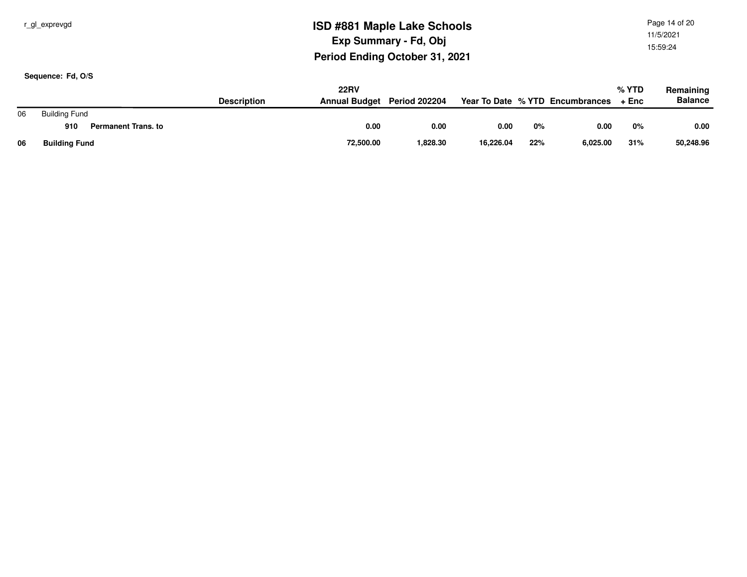# ISD #881 Maple Lake Schools

## Exp Summary - Fd, Obj

## Period Ending October 31, 2021

**Sequence: Fd, O/S**

| | | Description | 22RV Annual Budget | Period 202204 | Year To Date | % YTD | Encumbrances | % YTD + Enc | Remaining Balance |
|---|---|---|---|---|---|---|---|---|---|
| 06 | Building Fund | | | | | | | | |
| | **910** | **Permanent Trans. to** | **0.00** | **0.00** | **0.00** | **0%** | **0.00** | **0%** | **0.00** |
| **06** | **Building Fund** | | **72,500.00** | **1,828.30** | **16,226.04** | **22%** | **6,025.00** | **31%** | **50,248.96** |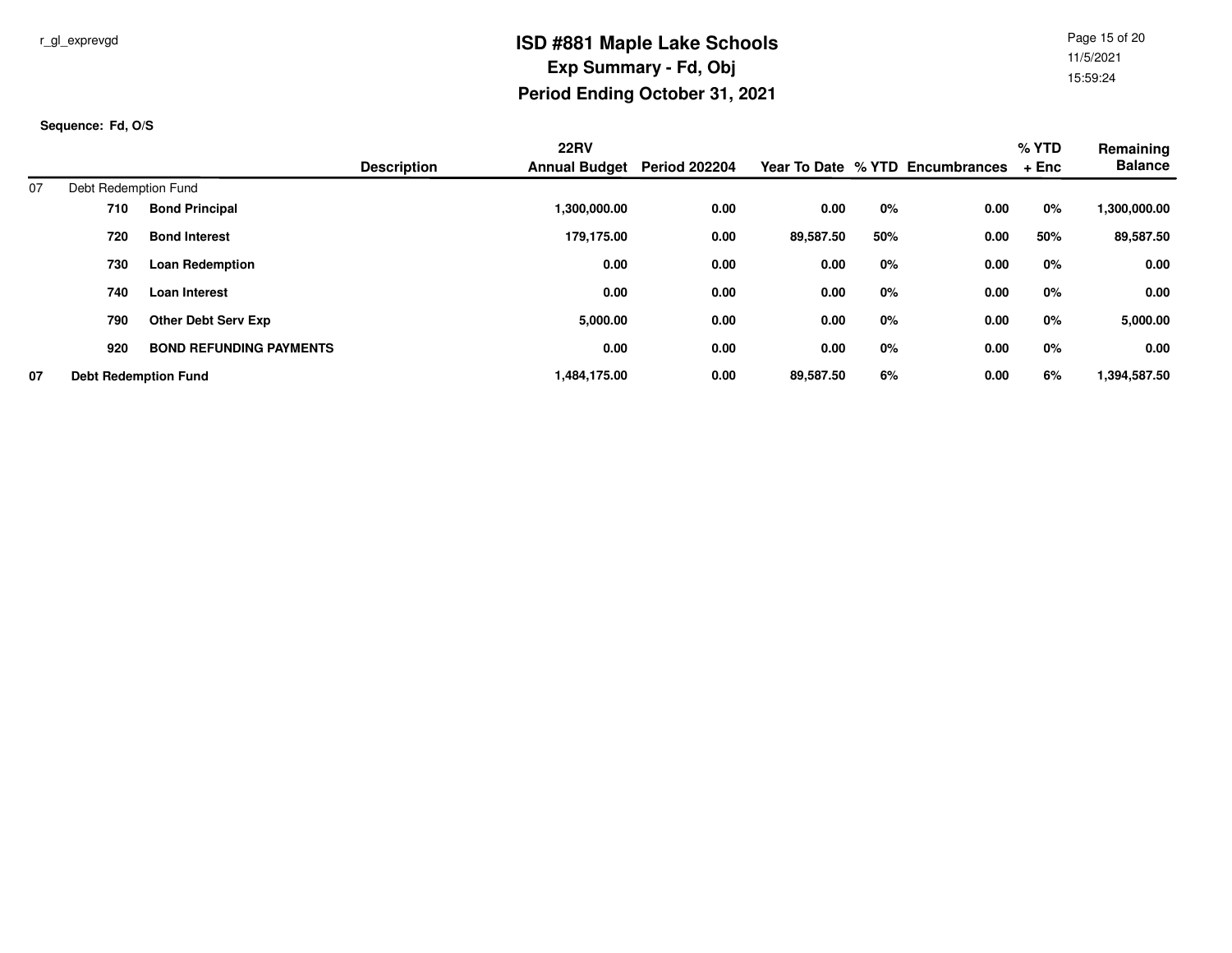# ISD #881 Maple Lake Schools

## Exp Summary - Fd, Obj

## Period Ending October 31, 2021

r_gl_exprevgd

11/5/2021
15:59:24

**Sequence: Fd, O/S**

| | | Description | 22RV Annual Budget | Period 202204 | Year To Date | % YTD | Encumbrances | % YTD + Enc | Remaining Balance |
|---|---|---|---|---|---|---|---|---|---|
| 07 | Debt Redemption Fund | | | | | | | | |
| | **710** | **Bond Principal** | **1,300,000.00** | **0.00** | **0.00** | **0%** | **0.00** | **0%** | **1,300,000.00** |
| | **720** | **Bond Interest** | **179,175.00** | **0.00** | **89,587.50** | **50%** | **0.00** | **50%** | **89,587.50** |
| | **730** | **Loan Redemption** | **0.00** | **0.00** | **0.00** | **0%** | **0.00** | **0%** | **0.00** |
| | **740** | **Loan Interest** | **0.00** | **0.00** | **0.00** | **0%** | **0.00** | **0%** | **0.00** |
| | **790** | **Other Debt Serv Exp** | **5,000.00** | **0.00** | **0.00** | **0%** | **0.00** | **0%** | **5,000.00** |
| | **920** | **BOND REFUNDING PAYMENTS** | **0.00** | **0.00** | **0.00** | **0%** | **0.00** | **0%** | **0.00** |
| **07** | **Debt Redemption Fund** | | **1,484,175.00** | **0.00** | **89,587.50** | **6%** | **0.00** | **6%** | **1,394,587.50** |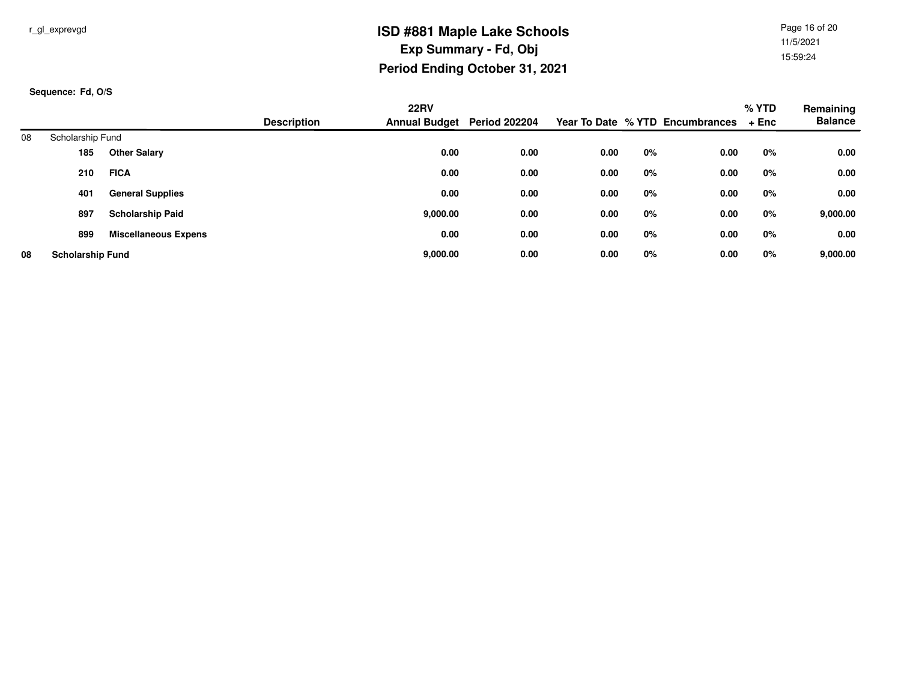# ISD #881 Maple Lake Schools

## Exp Summary - Fd, Obj

## Period Ending October 31, 2021

r_gl_exprevgd

11/5/2021
15:59:24

**Sequence: Fd, O/S**

| | | Description | 22RV Annual Budget | Period 202204 | Year To Date | % YTD | Encumbrances | % YTD + Enc | Remaining Balance |
|---|---|---|---|---|---|---|---|---|---|
| 08 | Scholarship Fund | | | | | | | | |
| | **185** | **Other Salary** | **0.00** | **0.00** | **0.00** | **0%** | **0.00** | **0%** | **0.00** |
| | **210** | **FICA** | **0.00** | **0.00** | **0.00** | **0%** | **0.00** | **0%** | **0.00** |
| | **401** | **General Supplies** | **0.00** | **0.00** | **0.00** | **0%** | **0.00** | **0%** | **0.00** |
| | **897** | **Scholarship Paid** | **9,000.00** | **0.00** | **0.00** | **0%** | **0.00** | **0%** | **9,000.00** |
| | **899** | **Miscellaneous Expens** | **0.00** | **0.00** | **0.00** | **0%** | **0.00** | **0%** | **0.00** |
| **08** | **Scholarship Fund** | | **9,000.00** | **0.00** | **0.00** | **0%** | **0.00** | **0%** | **9,000.00** |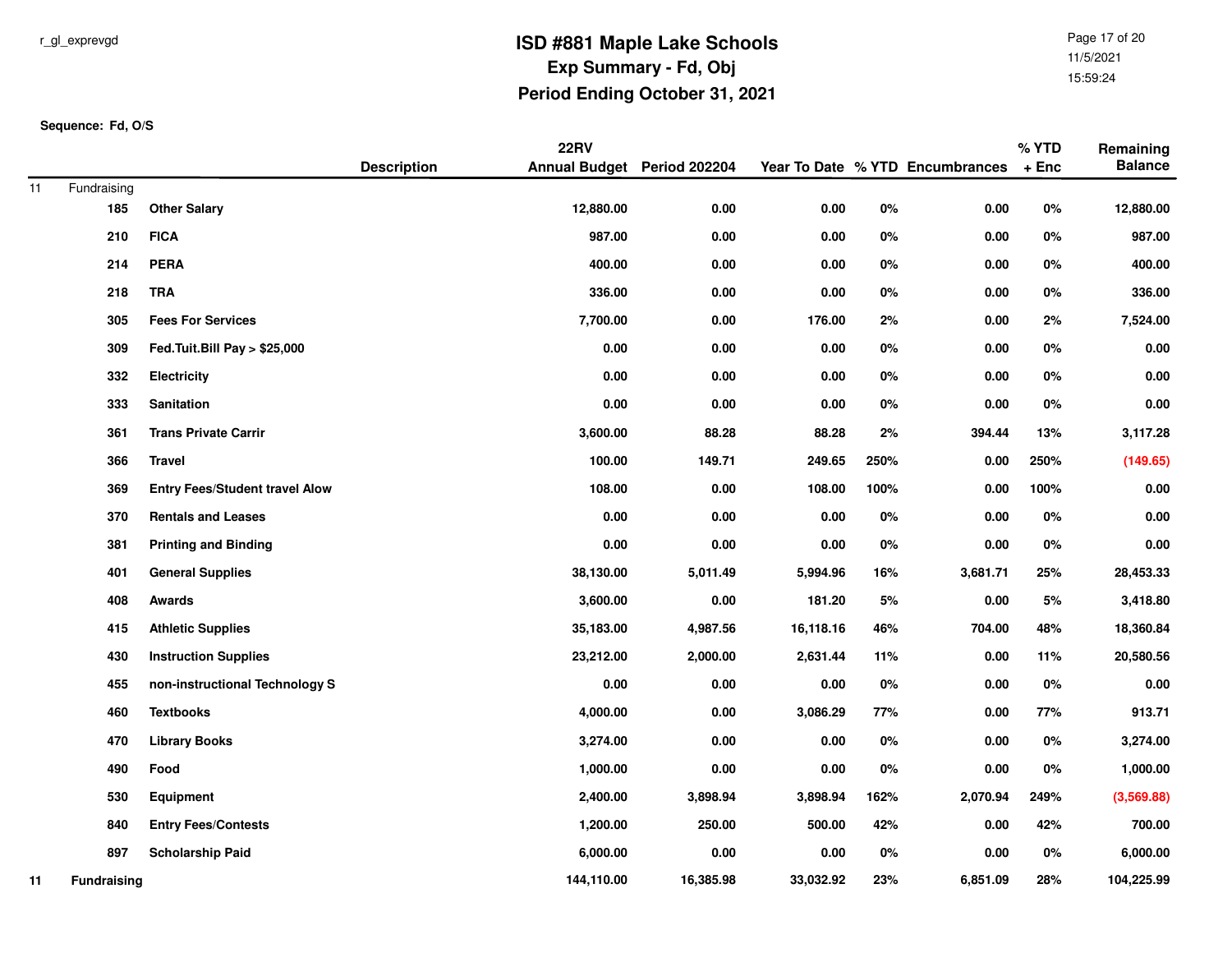r_gl_exprevgd

# ISD #881 Maple Lake Schools
## Exp Summary - Fd, Obj
## Period Ending October 31, 2021

11/5/2021
15:59:24

**Sequence: Fd, O/S**

| | | Description | 22RV Annual Budget | Period 202204 | Year To Date | % YTD | Encumbrances | % YTD + Enc | Remaining Balance |
|---|---|---|---|---|---|---|---|---|---|
| 11 | Fundraising | | | | | | | | |
| | 185 | Other Salary | 12,880.00 | 0.00 | 0.00 | 0% | 0.00 | 0% | 12,880.00 |
| | 210 | FICA | 987.00 | 0.00 | 0.00 | 0% | 0.00 | 0% | 987.00 |
| | 214 | PERA | 400.00 | 0.00 | 0.00 | 0% | 0.00 | 0% | 400.00 |
| | 218 | TRA | 336.00 | 0.00 | 0.00 | 0% | 0.00 | 0% | 336.00 |
| | 305 | Fees For Services | 7,700.00 | 0.00 | 176.00 | 2% | 0.00 | 2% | 7,524.00 |
| | 309 | Fed.Tuit.Bill Pay > $25,000 | 0.00 | 0.00 | 0.00 | 0% | 0.00 | 0% | 0.00 |
| | 332 | Electricity | 0.00 | 0.00 | 0.00 | 0% | 0.00 | 0% | 0.00 |
| | 333 | Sanitation | 0.00 | 0.00 | 0.00 | 0% | 0.00 | 0% | 0.00 |
| | 361 | Trans Private Carrir | 3,600.00 | 88.28 | 88.28 | 2% | 394.44 | 13% | 3,117.28 |
| | 366 | Travel | 100.00 | 149.71 | 249.65 | 250% | 0.00 | 250% | (149.65) |
| | 369 | Entry Fees/Student travel Alow | 108.00 | 0.00 | 108.00 | 100% | 0.00 | 100% | 0.00 |
| | 370 | Rentals and Leases | 0.00 | 0.00 | 0.00 | 0% | 0.00 | 0% | 0.00 |
| | 381 | Printing and Binding | 0.00 | 0.00 | 0.00 | 0% | 0.00 | 0% | 0.00 |
| | 401 | General Supplies | 38,130.00 | 5,011.49 | 5,994.96 | 16% | 3,681.71 | 25% | 28,453.33 |
| | 408 | Awards | 3,600.00 | 0.00 | 181.20 | 5% | 0.00 | 5% | 3,418.80 |
| | 415 | Athletic Supplies | 35,183.00 | 4,987.56 | 16,118.16 | 46% | 704.00 | 48% | 18,360.84 |
| | 430 | Instruction Supplies | 23,212.00 | 2,000.00 | 2,631.44 | 11% | 0.00 | 11% | 20,580.56 |
| | 455 | non-instructional Technology S | 0.00 | 0.00 | 0.00 | 0% | 0.00 | 0% | 0.00 |
| | 460 | Textbooks | 4,000.00 | 0.00 | 3,086.29 | 77% | 0.00 | 77% | 913.71 |
| | 470 | Library Books | 3,274.00 | 0.00 | 0.00 | 0% | 0.00 | 0% | 3,274.00 |
| | 490 | Food | 1,000.00 | 0.00 | 0.00 | 0% | 0.00 | 0% | 1,000.00 |
| | 530 | Equipment | 2,400.00 | 3,898.94 | 3,898.94 | 162% | 2,070.94 | 249% | (3,569.88) |
| | 840 | Entry Fees/Contests | 1,200.00 | 250.00 | 500.00 | 42% | 0.00 | 42% | 700.00 |
| | 897 | Scholarship Paid | 6,000.00 | 0.00 | 0.00 | 0% | 0.00 | 0% | 6,000.00 |
| **11** | **Fundraising** | | **144,110.00** | **16,385.98** | **33,032.92** | **23%** | **6,851.09** | **28%** | **104,225.99** |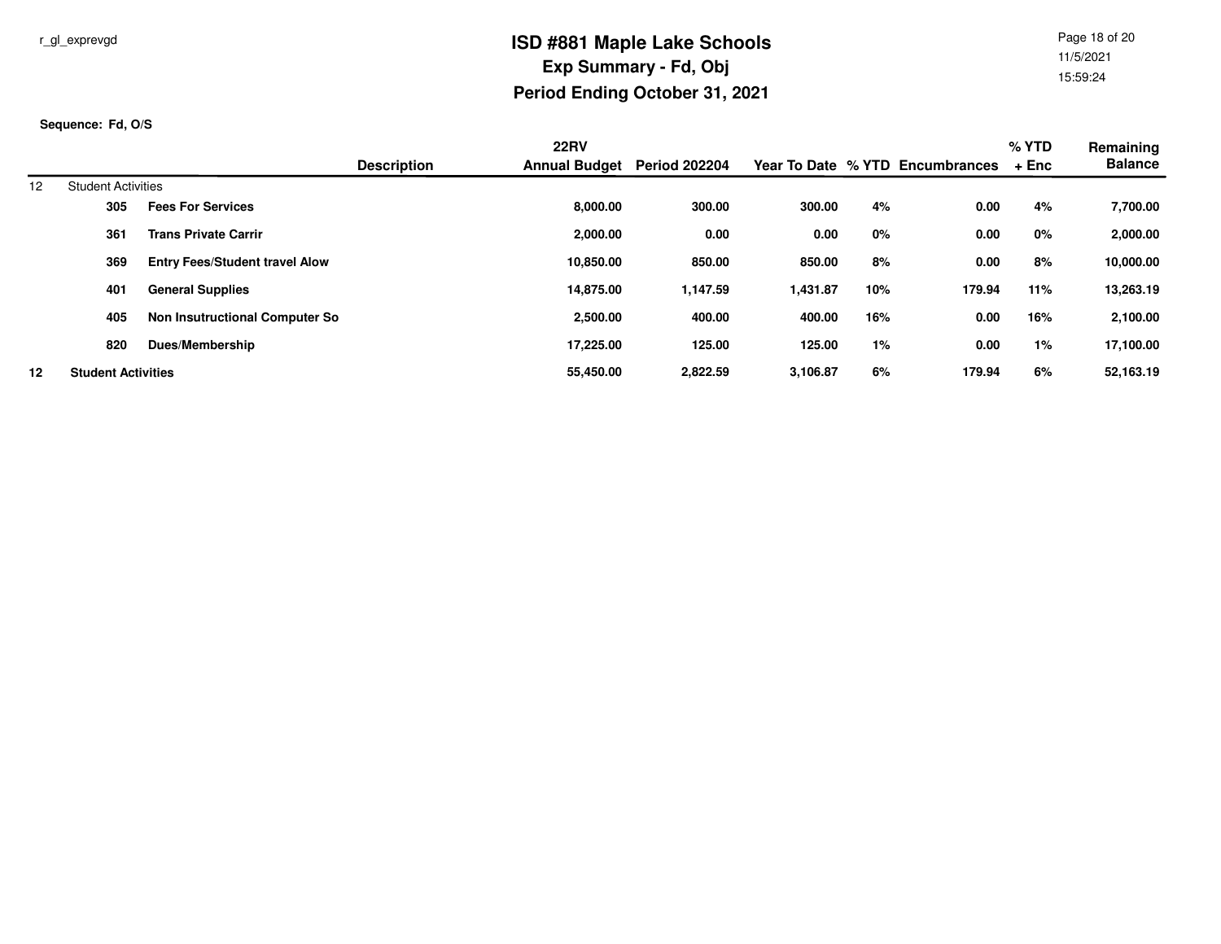# ISD #881 Maple Lake Schools

## Exp Summary - Fd, Obj

## Period Ending October 31, 2021

**Sequence: Fd, O/S**

| | | Description | 22RV Annual Budget | Period 202204 | Year To Date | % YTD | Encumbrances | % YTD + Enc | Remaining Balance |
|---|---|---|---|---|---|---|---|---|---|
| 12 | Student Activities | | | | | | | | |
| | 305 | **Fees For Services** | **8,000.00** | **300.00** | **300.00** | **4%** | **0.00** | **4%** | **7,700.00** |
| | 361 | **Trans Private Carrir** | **2,000.00** | **0.00** | **0.00** | **0%** | **0.00** | **0%** | **2,000.00** |
| | 369 | **Entry Fees/Student travel Alow** | **10,850.00** | **850.00** | **850.00** | **8%** | **0.00** | **8%** | **10,000.00** |
| | 401 | **General Supplies** | **14,875.00** | **1,147.59** | **1,431.87** | **10%** | **179.94** | **11%** | **13,263.19** |
| | 405 | **Non Insutructional Computer So** | **2,500.00** | **400.00** | **400.00** | **16%** | **0.00** | **16%** | **2,100.00** |
| | 820 | **Dues/Membership** | **17,225.00** | **125.00** | **125.00** | **1%** | **0.00** | **1%** | **17,100.00** |
| **12** | **Student Activities** | | **55,450.00** | **2,822.59** | **3,106.87** | **6%** | **179.94** | **6%** | **52,163.19** |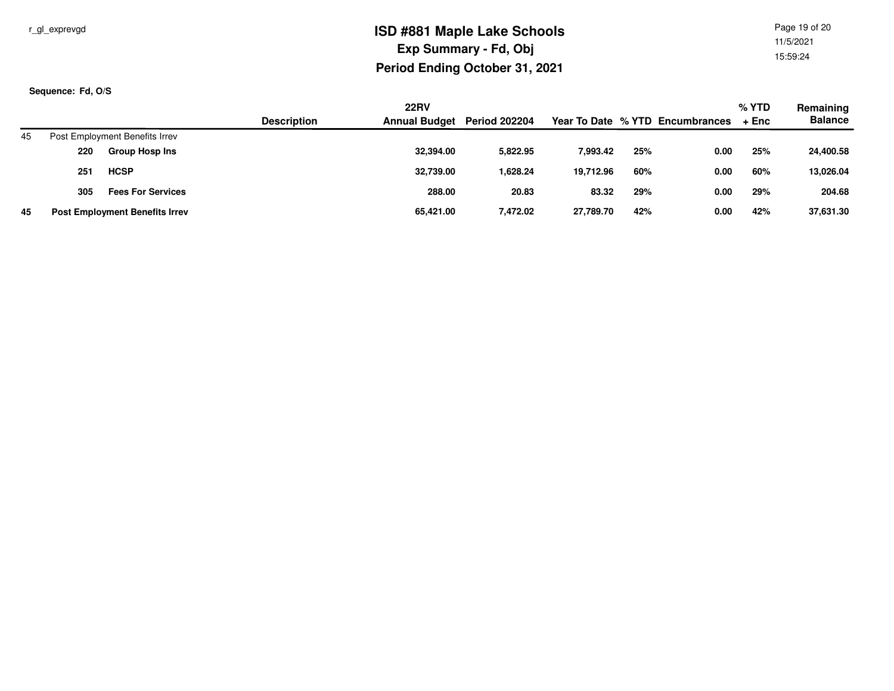# ISD #881 Maple Lake Schools

## Exp Summary - Fd, Obj

## Period Ending October 31, 2021

**Sequence: Fd, O/S**

| | | Description | 22RV Annual Budget | Period 202204 | Year To Date | % YTD | Encumbrances | % YTD + Enc | Remaining Balance |
|---|---|---|---|---|---|---|---|---|---|
| 45 | Post Employment Benefits Irrev | | | | | | | | |
| | **220** | **Group Hosp Ins** | **32,394.00** | **5,822.95** | **7,993.42** | **25%** | **0.00** | **25%** | **24,400.58** |
| | **251** | **HCSP** | **32,739.00** | **1,628.24** | **19,712.96** | **60%** | **0.00** | **60%** | **13,026.04** |
| | **305** | **Fees For Services** | **288.00** | **20.83** | **83.32** | **29%** | **0.00** | **29%** | **204.68** |
| **45** | **Post Employment Benefits Irrev** | | **65,421.00** | **7,472.02** | **27,789.70** | **42%** | **0.00** | **42%** | **37,631.30** |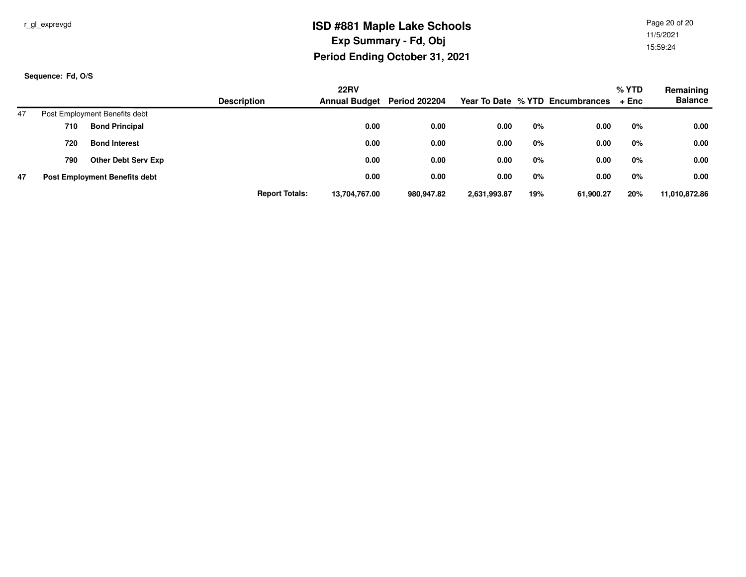# ISD #881 Maple Lake Schools

## Exp Summary - Fd, Obj

## Period Ending October 31, 2021

r_gl_exprevgd

11/5/2021
15:59:24

**Sequence: Fd, O/S**

| | | Description | 22RV Annual Budget | Period 202204 | Year To Date | % YTD | Encumbrances | % YTD + Enc | Remaining Balance |
|---|---|---|---|---|---|---|---|---|---|
| 47 | Post Employment Benefits debt | | | | | | | | |
| | **710** | **Bond Principal** | **0.00** | **0.00** | **0.00** | **0%** | **0.00** | **0%** | **0.00** |
| | **720** | **Bond Interest** | **0.00** | **0.00** | **0.00** | **0%** | **0.00** | **0%** | **0.00** |
| | **790** | **Other Debt Serv Exp** | **0.00** | **0.00** | **0.00** | **0%** | **0.00** | **0%** | **0.00** |
| **47** | **Post Employment Benefits debt** | | **0.00** | **0.00** | **0.00** | **0%** | **0.00** | **0%** | **0.00** |
| | | **Report Totals:** | **13,704,767.00** | **980,947.82** | **2,631,993.87** | **19%** | **61,900.27** | **20%** | **11,010,872.86** |